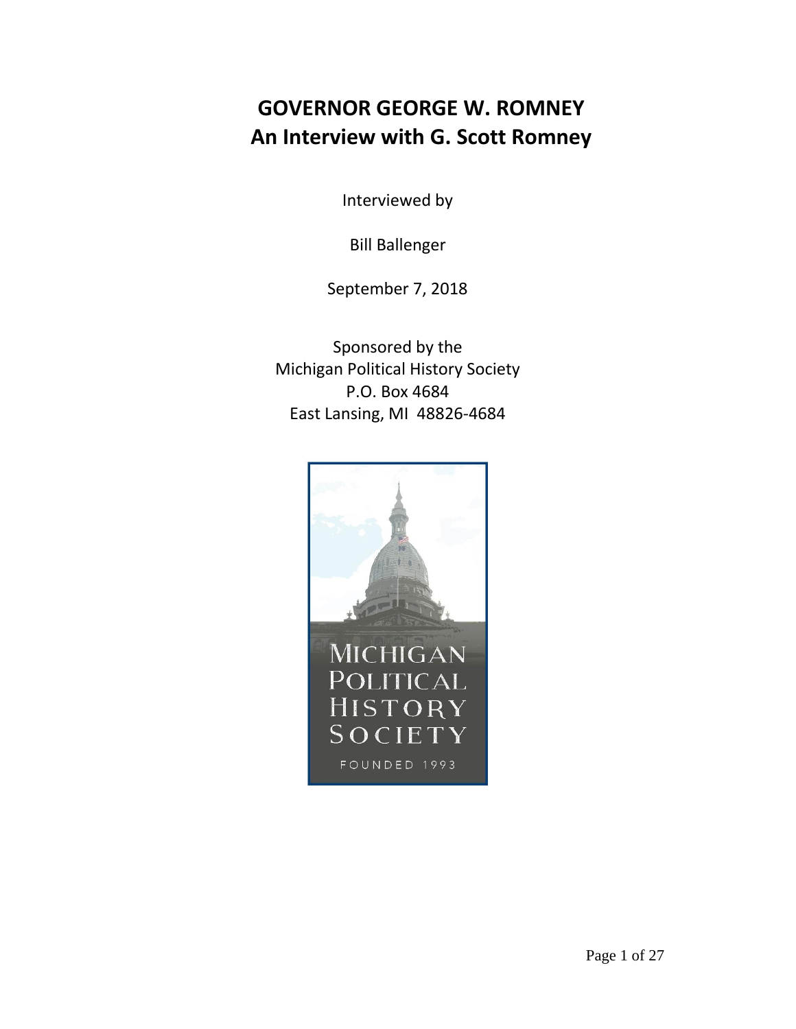# GOVERNOR GEORGE W. ROMNEY
## An Interview with G. Scott Romney

Interviewed by

Bill Ballenger

September 7, 2018

Sponsored by the
Michigan Political History Society
P.O. Box 4684
East Lansing, MI 48826-4684

MICHIGAN POLITICAL HISTORY SOCIETY
FOUNDED 1993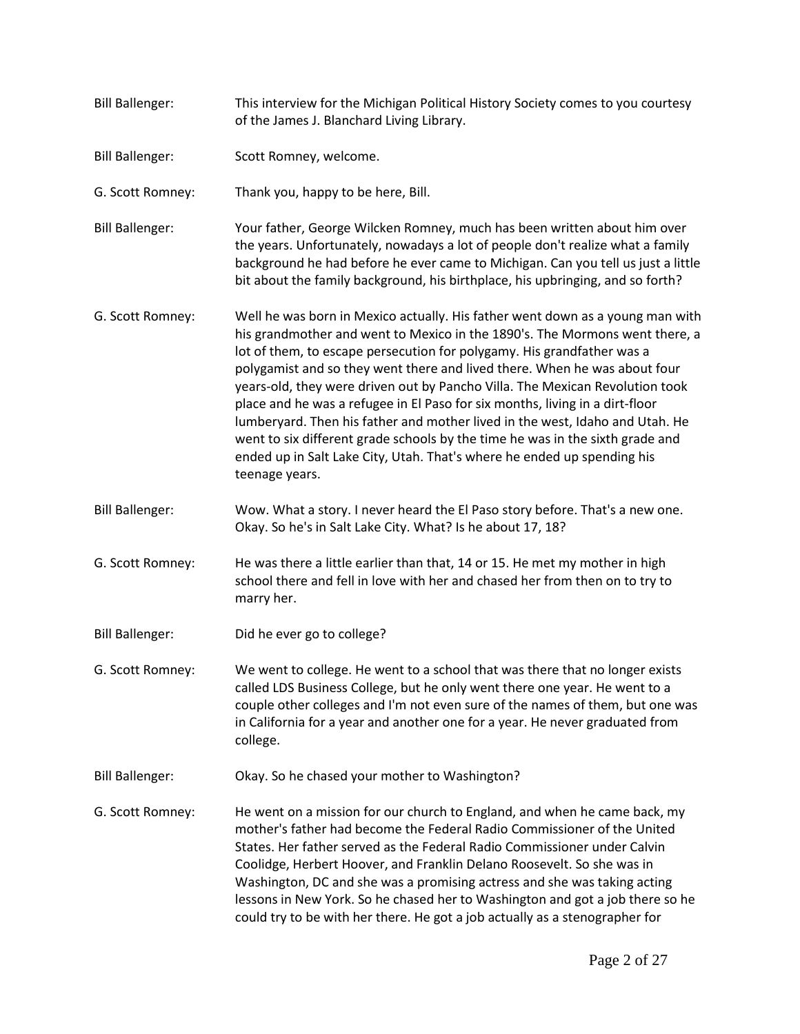Bill Ballenger: This interview for the Michigan Political History Society comes to you courtesy of the James J. Blanchard Living Library.

Bill Ballenger: Scott Romney, welcome.

G. Scott Romney: Thank you, happy to be here, Bill.

Bill Ballenger: Your father, George Wilcken Romney, much has been written about him over the years. Unfortunately, nowadays a lot of people don't realize what a family background he had before he ever came to Michigan. Can you tell us just a little bit about the family background, his birthplace, his upbringing, and so forth?

G. Scott Romney: Well he was born in Mexico actually. His father went down as a young man with his grandmother and went to Mexico in the 1890's. The Mormons went there, a lot of them, to escape persecution for polygamy. His grandfather was a polygamist and so they went there and lived there. When he was about four years-old, they were driven out by Pancho Villa. The Mexican Revolution took place and he was a refugee in El Paso for six months, living in a dirt-floor lumberyard. Then his father and mother lived in the west, Idaho and Utah. He went to six different grade schools by the time he was in the sixth grade and ended up in Salt Lake City, Utah. That's where he ended up spending his teenage years.

Bill Ballenger: Wow. What a story. I never heard the El Paso story before. That's a new one. Okay. So he's in Salt Lake City. What? Is he about 17, 18?

G. Scott Romney: He was there a little earlier than that, 14 or 15. He met my mother in high school there and fell in love with her and chased her from then on to try to marry her.

Bill Ballenger: Did he ever go to college?

G. Scott Romney: We went to college. He went to a school that was there that no longer exists called LDS Business College, but he only went there one year. He went to a couple other colleges and I'm not even sure of the names of them, but one was in California for a year and another one for a year. He never graduated from college.

Bill Ballenger: Okay. So he chased your mother to Washington?

G. Scott Romney: He went on a mission for our church to England, and when he came back, my mother's father had become the Federal Radio Commissioner of the United States. Her father served as the Federal Radio Commissioner under Calvin Coolidge, Herbert Hoover, and Franklin Delano Roosevelt. So she was in Washington, DC and she was a promising actress and she was taking acting lessons in New York. So he chased her to Washington and got a job there so he could try to be with her there. He got a job actually as a stenographer for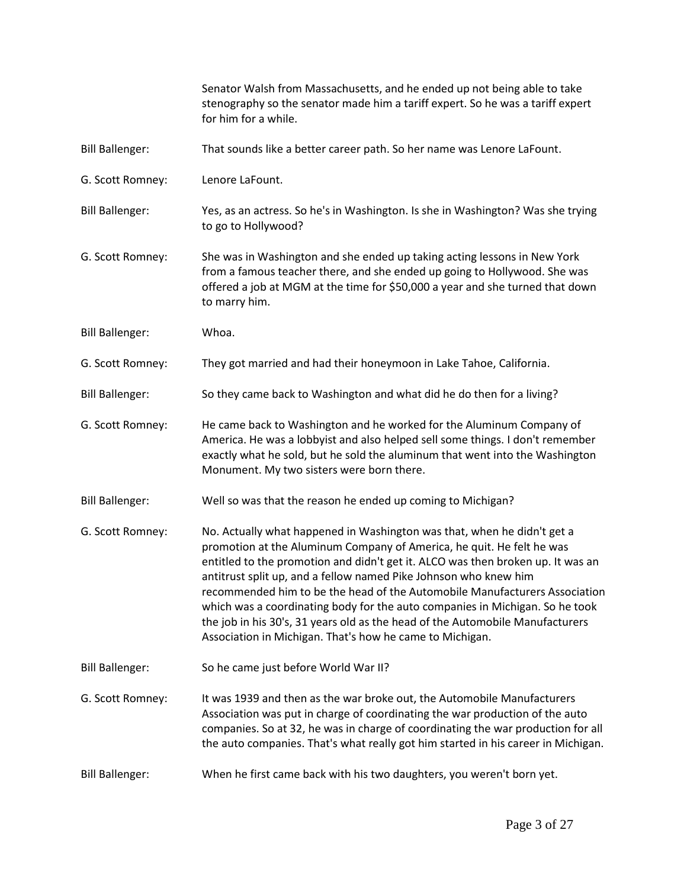Senator Walsh from Massachusetts, and he ended up not being able to take stenography so the senator made him a tariff expert. So he was a tariff expert for him for a while.

Bill Ballenger: That sounds like a better career path. So her name was Lenore LaFount.

G. Scott Romney: Lenore LaFount.

Bill Ballenger: Yes, as an actress. So he's in Washington. Is she in Washington? Was she trying to go to Hollywood?

G. Scott Romney: She was in Washington and she ended up taking acting lessons in New York from a famous teacher there, and she ended up going to Hollywood. She was offered a job at MGM at the time for $50,000 a year and she turned that down to marry him.

Bill Ballenger: Whoa.

G. Scott Romney: They got married and had their honeymoon in Lake Tahoe, California.

Bill Ballenger: So they came back to Washington and what did he do then for a living?

G. Scott Romney: He came back to Washington and he worked for the Aluminum Company of America. He was a lobbyist and also helped sell some things. I don't remember exactly what he sold, but he sold the aluminum that went into the Washington Monument. My two sisters were born there.

Bill Ballenger: Well so was that the reason he ended up coming to Michigan?

G. Scott Romney: No. Actually what happened in Washington was that, when he didn't get a promotion at the Aluminum Company of America, he quit. He felt he was entitled to the promotion and didn't get it. ALCO was then broken up. It was an antitrust split up, and a fellow named Pike Johnson who knew him recommended him to be the head of the Automobile Manufacturers Association which was a coordinating body for the auto companies in Michigan. So he took the job in his 30's, 31 years old as the head of the Automobile Manufacturers Association in Michigan. That's how he came to Michigan.

Bill Ballenger: So he came just before World War II?

G. Scott Romney: It was 1939 and then as the war broke out, the Automobile Manufacturers Association was put in charge of coordinating the war production of the auto companies. So at 32, he was in charge of coordinating the war production for all the auto companies. That's what really got him started in his career in Michigan.

Bill Ballenger: When he first came back with his two daughters, you weren't born yet.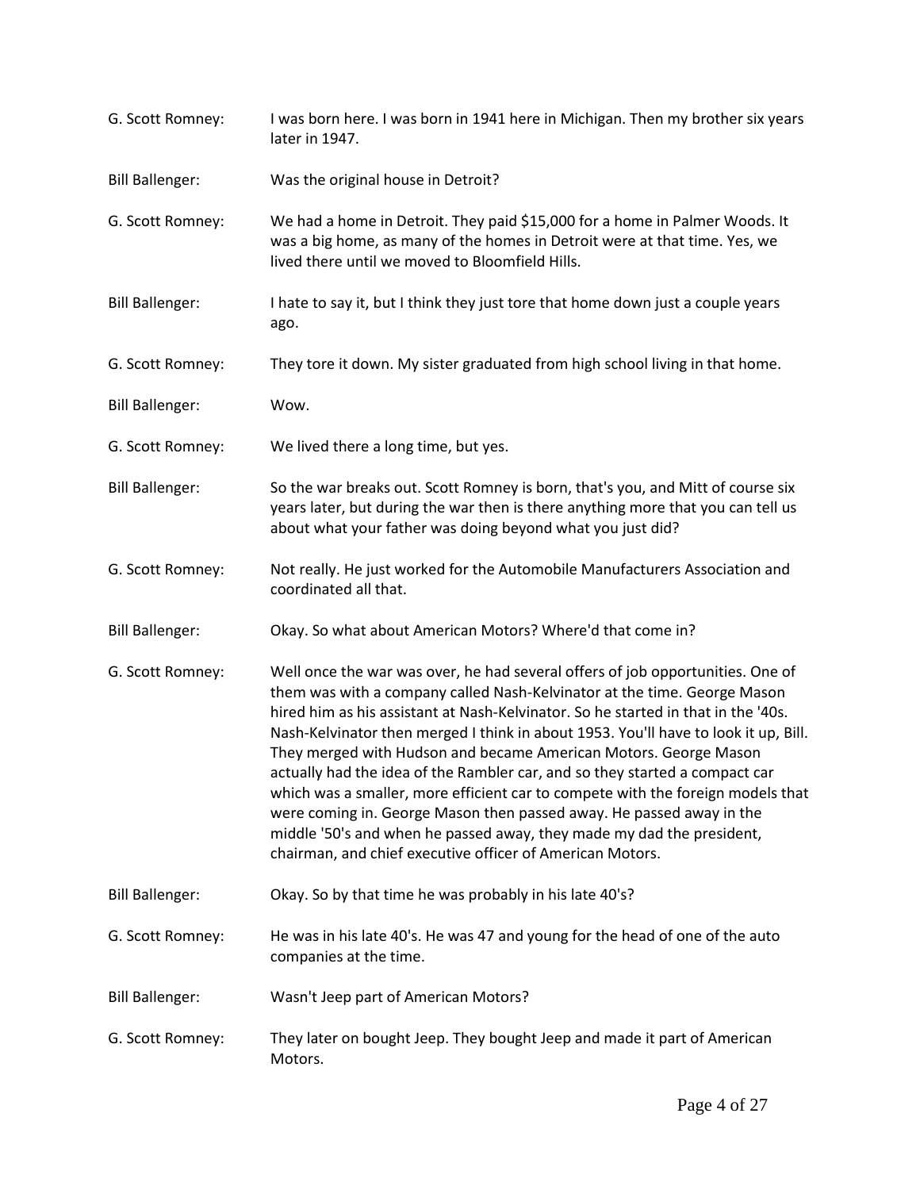G. Scott Romney: I was born here. I was born in 1941 here in Michigan. Then my brother six years later in 1947.

Bill Ballenger: Was the original house in Detroit?

G. Scott Romney: We had a home in Detroit. They paid $15,000 for a home in Palmer Woods. It was a big home, as many of the homes in Detroit were at that time. Yes, we lived there until we moved to Bloomfield Hills.

Bill Ballenger: I hate to say it, but I think they just tore that home down just a couple years ago.

G. Scott Romney: They tore it down. My sister graduated from high school living in that home.

Bill Ballenger: Wow.

G. Scott Romney: We lived there a long time, but yes.

Bill Ballenger: So the war breaks out. Scott Romney is born, that's you, and Mitt of course six years later, but during the war then is there anything more that you can tell us about what your father was doing beyond what you just did?

G. Scott Romney: Not really. He just worked for the Automobile Manufacturers Association and coordinated all that.

Bill Ballenger: Okay. So what about American Motors? Where'd that come in?

G. Scott Romney: Well once the war was over, he had several offers of job opportunities. One of them was with a company called Nash-Kelvinator at the time. George Mason hired him as his assistant at Nash-Kelvinator. So he started in that in the '40s. Nash-Kelvinator then merged I think in about 1953. You'll have to look it up, Bill. They merged with Hudson and became American Motors. George Mason actually had the idea of the Rambler car, and so they started a compact car which was a smaller, more efficient car to compete with the foreign models that were coming in. George Mason then passed away. He passed away in the middle '50's and when he passed away, they made my dad the president, chairman, and chief executive officer of American Motors.

Bill Ballenger: Okay. So by that time he was probably in his late 40's?

G. Scott Romney: He was in his late 40's. He was 47 and young for the head of one of the auto companies at the time.

Bill Ballenger: Wasn't Jeep part of American Motors?

G. Scott Romney: They later on bought Jeep. They bought Jeep and made it part of American Motors.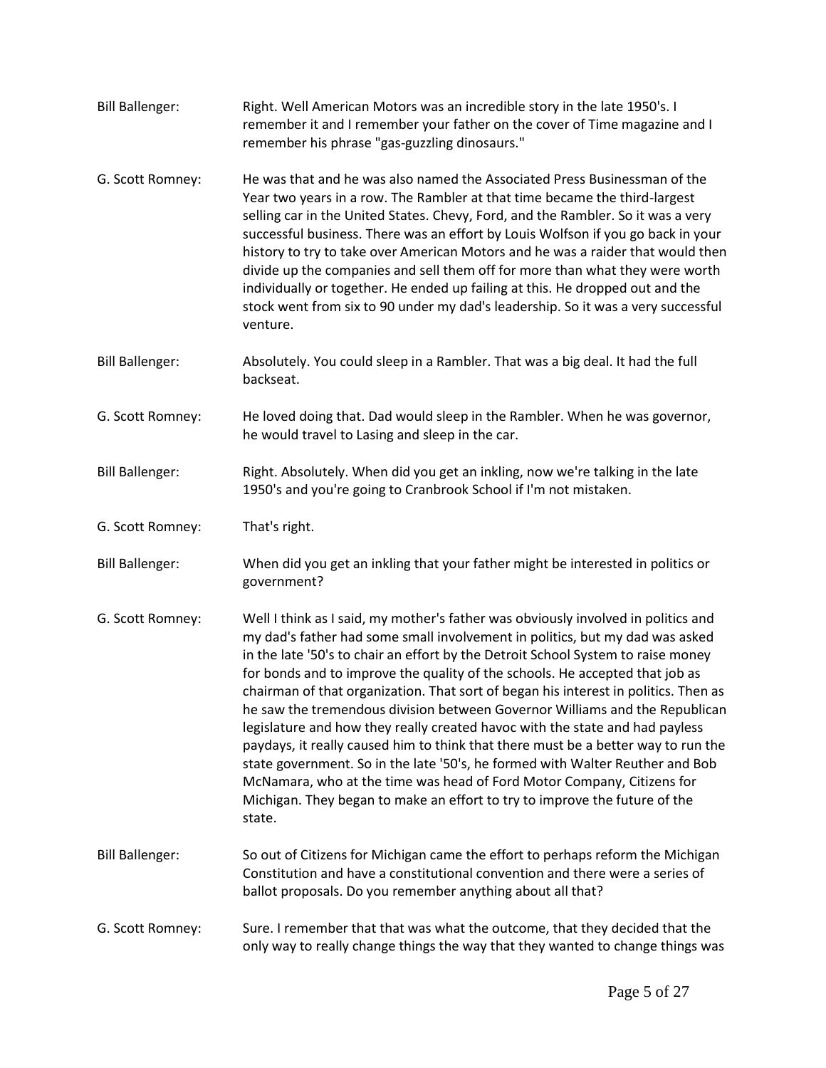Bill Ballenger: Right. Well American Motors was an incredible story in the late 1950's. I remember it and I remember your father on the cover of Time magazine and I remember his phrase "gas-guzzling dinosaurs."

G. Scott Romney: He was that and he was also named the Associated Press Businessman of the Year two years in a row. The Rambler at that time became the third-largest selling car in the United States. Chevy, Ford, and the Rambler. So it was a very successful business. There was an effort by Louis Wolfson if you go back in your history to try to take over American Motors and he was a raider that would then divide up the companies and sell them off for more than what they were worth individually or together. He ended up failing at this. He dropped out and the stock went from six to 90 under my dad's leadership. So it was a very successful venture.

Bill Ballenger: Absolutely. You could sleep in a Rambler. That was a big deal. It had the full backseat.

G. Scott Romney: He loved doing that. Dad would sleep in the Rambler. When he was governor, he would travel to Lasing and sleep in the car.

Bill Ballenger: Right. Absolutely. When did you get an inkling, now we're talking in the late 1950's and you're going to Cranbrook School if I'm not mistaken.

G. Scott Romney: That's right.

Bill Ballenger: When did you get an inkling that your father might be interested in politics or government?

G. Scott Romney: Well I think as I said, my mother's father was obviously involved in politics and my dad's father had some small involvement in politics, but my dad was asked in the late '50's to chair an effort by the Detroit School System to raise money for bonds and to improve the quality of the schools. He accepted that job as chairman of that organization. That sort of began his interest in politics. Then as he saw the tremendous division between Governor Williams and the Republican legislature and how they really created havoc with the state and had payless paydays, it really caused him to think that there must be a better way to run the state government. So in the late '50's, he formed with Walter Reuther and Bob McNamara, who at the time was head of Ford Motor Company, Citizens for Michigan. They began to make an effort to try to improve the future of the state.

Bill Ballenger: So out of Citizens for Michigan came the effort to perhaps reform the Michigan Constitution and have a constitutional convention and there were a series of ballot proposals. Do you remember anything about all that?

G. Scott Romney: Sure. I remember that that was what the outcome, that they decided that the only way to really change things the way that they wanted to change things was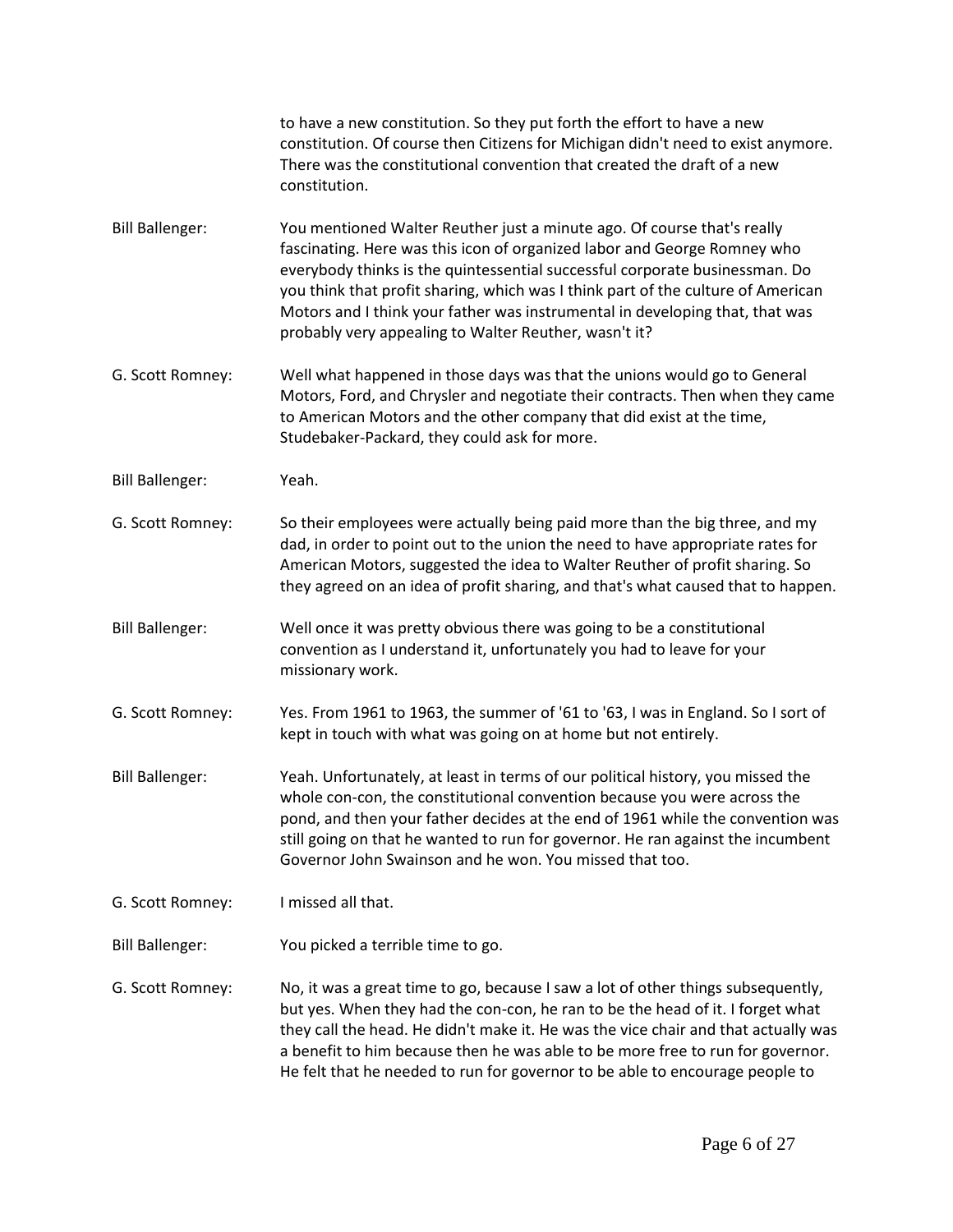to have a new constitution. So they put forth the effort to have a new constitution. Of course then Citizens for Michigan didn't need to exist anymore. There was the constitutional convention that created the draft of a new constitution.

**Bill Ballenger:** You mentioned Walter Reuther just a minute ago. Of course that's really fascinating. Here was this icon of organized labor and George Romney who everybody thinks is the quintessential successful corporate businessman. Do you think that profit sharing, which was I think part of the culture of American Motors and I think your father was instrumental in developing that, that was probably very appealing to Walter Reuther, wasn't it?

**G. Scott Romney:** Well what happened in those days was that the unions would go to General Motors, Ford, and Chrysler and negotiate their contracts. Then when they came to American Motors and the other company that did exist at the time, Studebaker-Packard, they could ask for more.

**Bill Ballenger:** Yeah.

**G. Scott Romney:** So their employees were actually being paid more than the big three, and my dad, in order to point out to the union the need to have appropriate rates for American Motors, suggested the idea to Walter Reuther of profit sharing. So they agreed on an idea of profit sharing, and that's what caused that to happen.

**Bill Ballenger:** Well once it was pretty obvious there was going to be a constitutional convention as I understand it, unfortunately you had to leave for your missionary work.

**G. Scott Romney:** Yes. From 1961 to 1963, the summer of '61 to '63, I was in England. So I sort of kept in touch with what was going on at home but not entirely.

**Bill Ballenger:** Yeah. Unfortunately, at least in terms of our political history, you missed the whole con-con, the constitutional convention because you were across the pond, and then your father decides at the end of 1961 while the convention was still going on that he wanted to run for governor. He ran against the incumbent Governor John Swainson and he won. You missed that too.

**G. Scott Romney:** I missed all that.

**Bill Ballenger:** You picked a terrible time to go.

**G. Scott Romney:** No, it was a great time to go, because I saw a lot of other things subsequently, but yes. When they had the con-con, he ran to be the head of it. I forget what they call the head. He didn't make it. He was the vice chair and that actually was a benefit to him because then he was able to be more free to run for governor. He felt that he needed to run for governor to be able to encourage people to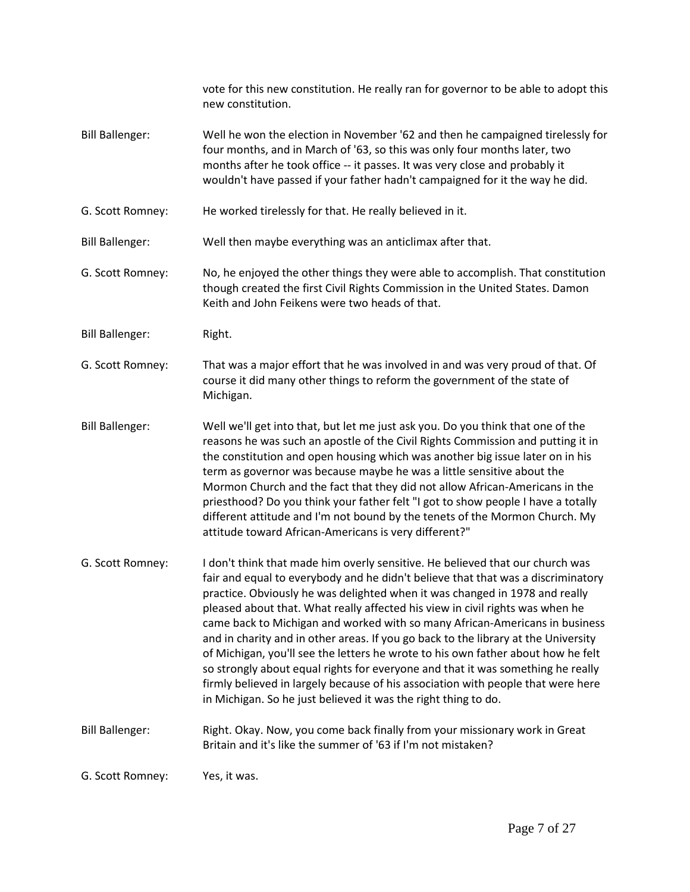vote for this new constitution. He really ran for governor to be able to adopt this new constitution.

**Bill Ballenger:** Well he won the election in November '62 and then he campaigned tirelessly for four months, and in March of '63, so this was only four months later, two months after he took office -- it passes. It was very close and probably it wouldn't have passed if your father hadn't campaigned for it the way he did.

**G. Scott Romney:** He worked tirelessly for that. He really believed in it.

**Bill Ballenger:** Well then maybe everything was an anticlimax after that.

**G. Scott Romney:** No, he enjoyed the other things they were able to accomplish. That constitution though created the first Civil Rights Commission in the United States. Damon Keith and John Feikens were two heads of that.

**Bill Ballenger:** Right.

**G. Scott Romney:** That was a major effort that he was involved in and was very proud of that. Of course it did many other things to reform the government of the state of Michigan.

**Bill Ballenger:** Well we'll get into that, but let me just ask you. Do you think that one of the reasons he was such an apostle of the Civil Rights Commission and putting it in the constitution and open housing which was another big issue later on in his term as governor was because maybe he was a little sensitive about the Mormon Church and the fact that they did not allow African-Americans in the priesthood? Do you think your father felt "I got to show people I have a totally different attitude and I'm not bound by the tenets of the Mormon Church. My attitude toward African-Americans is very different?"

**G. Scott Romney:** I don't think that made him overly sensitive. He believed that our church was fair and equal to everybody and he didn't believe that that was a discriminatory practice. Obviously he was delighted when it was changed in 1978 and really pleased about that. What really affected his view in civil rights was when he came back to Michigan and worked with so many African-Americans in business and in charity and in other areas. If you go back to the library at the University of Michigan, you'll see the letters he wrote to his own father about how he felt so strongly about equal rights for everyone and that it was something he really firmly believed in largely because of his association with people that were here in Michigan. So he just believed it was the right thing to do.

**Bill Ballenger:** Right. Okay. Now, you come back finally from your missionary work in Great Britain and it's like the summer of '63 if I'm not mistaken?

**G. Scott Romney:** Yes, it was.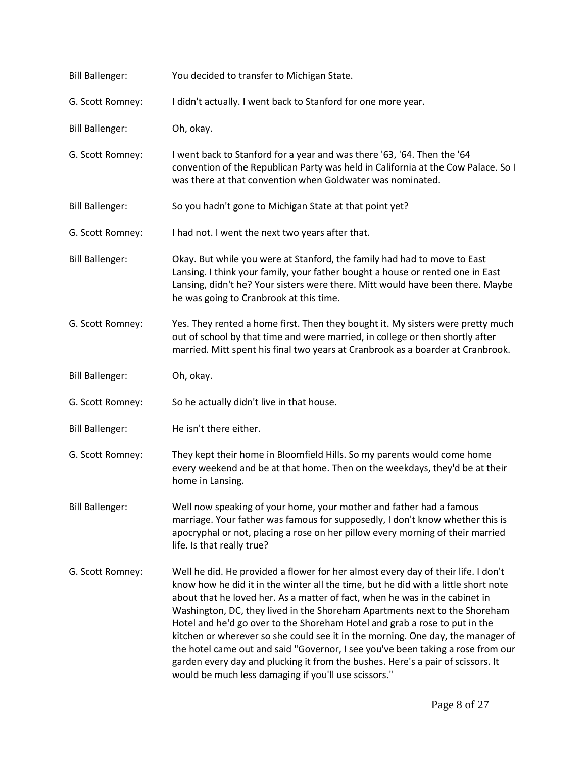Bill Ballenger: You decided to transfer to Michigan State.

G. Scott Romney: I didn't actually. I went back to Stanford for one more year.

Bill Ballenger: Oh, okay.

G. Scott Romney: I went back to Stanford for a year and was there '63, '64. Then the '64 convention of the Republican Party was held in California at the Cow Palace. So I was there at that convention when Goldwater was nominated.

Bill Ballenger: So you hadn't gone to Michigan State at that point yet?

G. Scott Romney: I had not. I went the next two years after that.

Bill Ballenger: Okay. But while you were at Stanford, the family had had to move to East Lansing. I think your family, your father bought a house or rented one in East Lansing, didn't he? Your sisters were there. Mitt would have been there. Maybe he was going to Cranbrook at this time.

G. Scott Romney: Yes. They rented a home first. Then they bought it. My sisters were pretty much out of school by that time and were married, in college or then shortly after married. Mitt spent his final two years at Cranbrook as a boarder at Cranbrook.

Bill Ballenger: Oh, okay.

G. Scott Romney: So he actually didn't live in that house.

Bill Ballenger: He isn't there either.

G. Scott Romney: They kept their home in Bloomfield Hills. So my parents would come home every weekend and be at that home. Then on the weekdays, they'd be at their home in Lansing.

Bill Ballenger: Well now speaking of your home, your mother and father had a famous marriage. Your father was famous for supposedly, I don't know whether this is apocryphal or not, placing a rose on her pillow every morning of their married life. Is that really true?

G. Scott Romney: Well he did. He provided a flower for her almost every day of their life. I don't know how he did it in the winter all the time, but he did with a little short note about that he loved her. As a matter of fact, when he was in the cabinet in Washington, DC, they lived in the Shoreham Apartments next to the Shoreham Hotel and he'd go over to the Shoreham Hotel and grab a rose to put in the kitchen or wherever so she could see it in the morning. One day, the manager of the hotel came out and said "Governor, I see you've been taking a rose from our garden every day and plucking it from the bushes. Here's a pair of scissors. It would be much less damaging if you'll use scissors."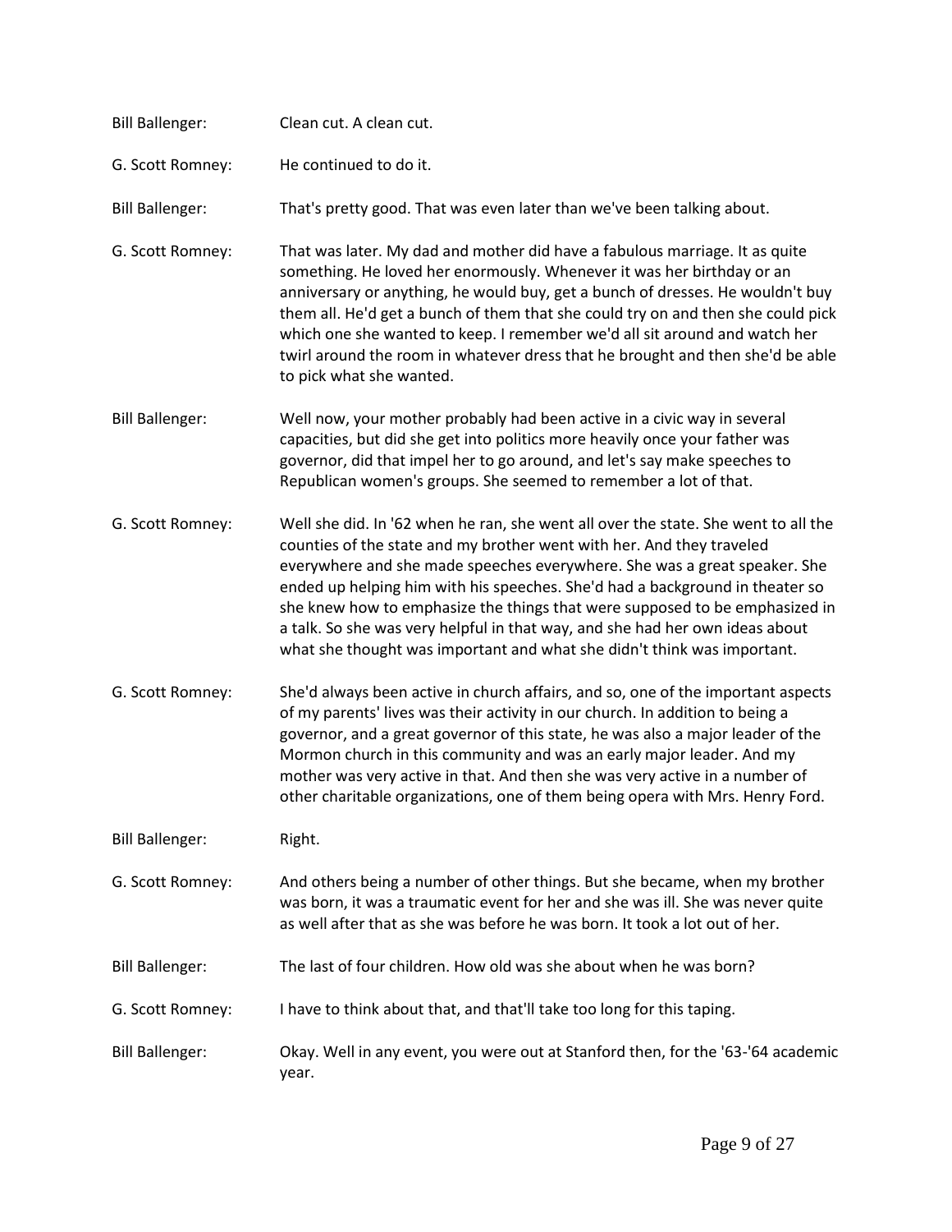Bill Ballenger: Clean cut. A clean cut.

G. Scott Romney: He continued to do it.

Bill Ballenger: That's pretty good. That was even later than we've been talking about.

G. Scott Romney: That was later. My dad and mother did have a fabulous marriage. It as quite something. He loved her enormously. Whenever it was her birthday or an anniversary or anything, he would buy, get a bunch of dresses. He wouldn't buy them all. He'd get a bunch of them that she could try on and then she could pick which one she wanted to keep. I remember we'd all sit around and watch her twirl around the room in whatever dress that he brought and then she'd be able to pick what she wanted.

Bill Ballenger: Well now, your mother probably had been active in a civic way in several capacities, but did she get into politics more heavily once your father was governor, did that impel her to go around, and let's say make speeches to Republican women's groups. She seemed to remember a lot of that.

G. Scott Romney: Well she did. In '62 when he ran, she went all over the state. She went to all the counties of the state and my brother went with her. And they traveled everywhere and she made speeches everywhere. She was a great speaker. She ended up helping him with his speeches. She'd had a background in theater so she knew how to emphasize the things that were supposed to be emphasized in a talk. So she was very helpful in that way, and she had her own ideas about what she thought was important and what she didn't think was important.

G. Scott Romney: She'd always been active in church affairs, and so, one of the important aspects of my parents' lives was their activity in our church. In addition to being a governor, and a great governor of this state, he was also a major leader of the Mormon church in this community and was an early major leader. And my mother was very active in that. And then she was very active in a number of other charitable organizations, one of them being opera with Mrs. Henry Ford.

Bill Ballenger: Right.

G. Scott Romney: And others being a number of other things. But she became, when my brother was born, it was a traumatic event for her and she was ill. She was never quite as well after that as she was before he was born. It took a lot out of her.

Bill Ballenger: The last of four children. How old was she about when he was born?

G. Scott Romney: I have to think about that, and that'll take too long for this taping.

Bill Ballenger: Okay. Well in any event, you were out at Stanford then, for the '63-'64 academic year.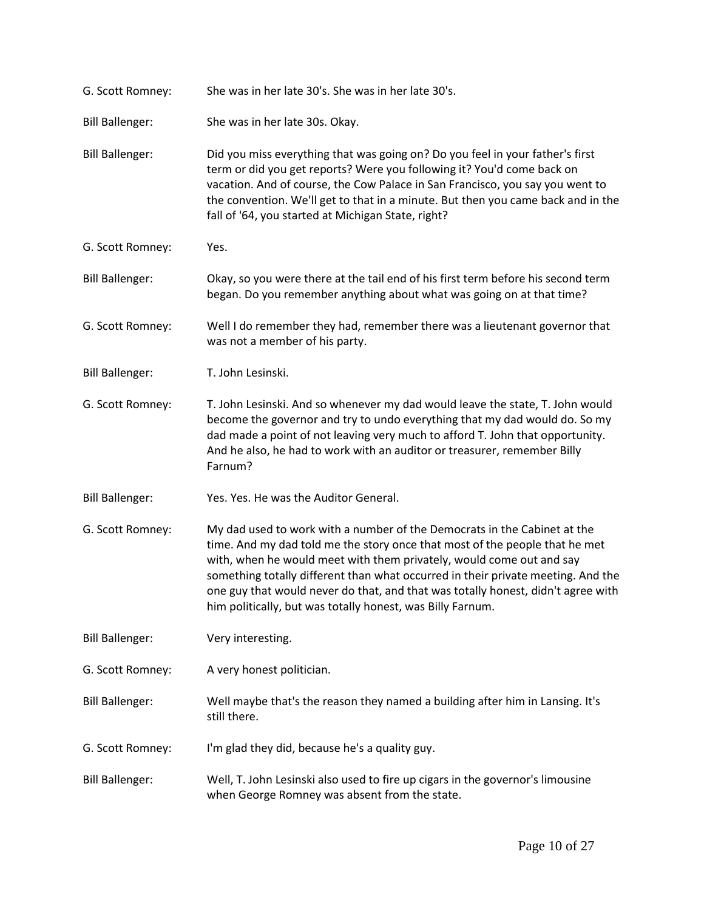G. Scott Romney: She was in her late 30's. She was in her late 30's.

Bill Ballenger: She was in her late 30s. Okay.

Bill Ballenger: Did you miss everything that was going on? Do you feel in your father's first term or did you get reports? Were you following it? You'd come back on vacation. And of course, the Cow Palace in San Francisco, you say you went to the convention. We'll get to that in a minute. But then you came back and in the fall of '64, you started at Michigan State, right?

G. Scott Romney: Yes.

Bill Ballenger: Okay, so you were there at the tail end of his first term before his second term began. Do you remember anything about what was going on at that time?

G. Scott Romney: Well I do remember they had, remember there was a lieutenant governor that was not a member of his party.

Bill Ballenger: T. John Lesinski.

G. Scott Romney: T. John Lesinski. And so whenever my dad would leave the state, T. John would become the governor and try to undo everything that my dad would do. So my dad made a point of not leaving very much to afford T. John that opportunity. And he also, he had to work with an auditor or treasurer, remember Billy Farnum?

Bill Ballenger: Yes. Yes. He was the Auditor General.

G. Scott Romney: My dad used to work with a number of the Democrats in the Cabinet at the time. And my dad told me the story once that most of the people that he met with, when he would meet with them privately, would come out and say something totally different than what occurred in their private meeting. And the one guy that would never do that, and that was totally honest, didn't agree with him politically, but was totally honest, was Billy Farnum.

Bill Ballenger: Very interesting.

G. Scott Romney: A very honest politician.

Bill Ballenger: Well maybe that's the reason they named a building after him in Lansing. It's still there.

G. Scott Romney: I'm glad they did, because he's a quality guy.

Bill Ballenger: Well, T. John Lesinski also used to fire up cigars in the governor's limousine when George Romney was absent from the state.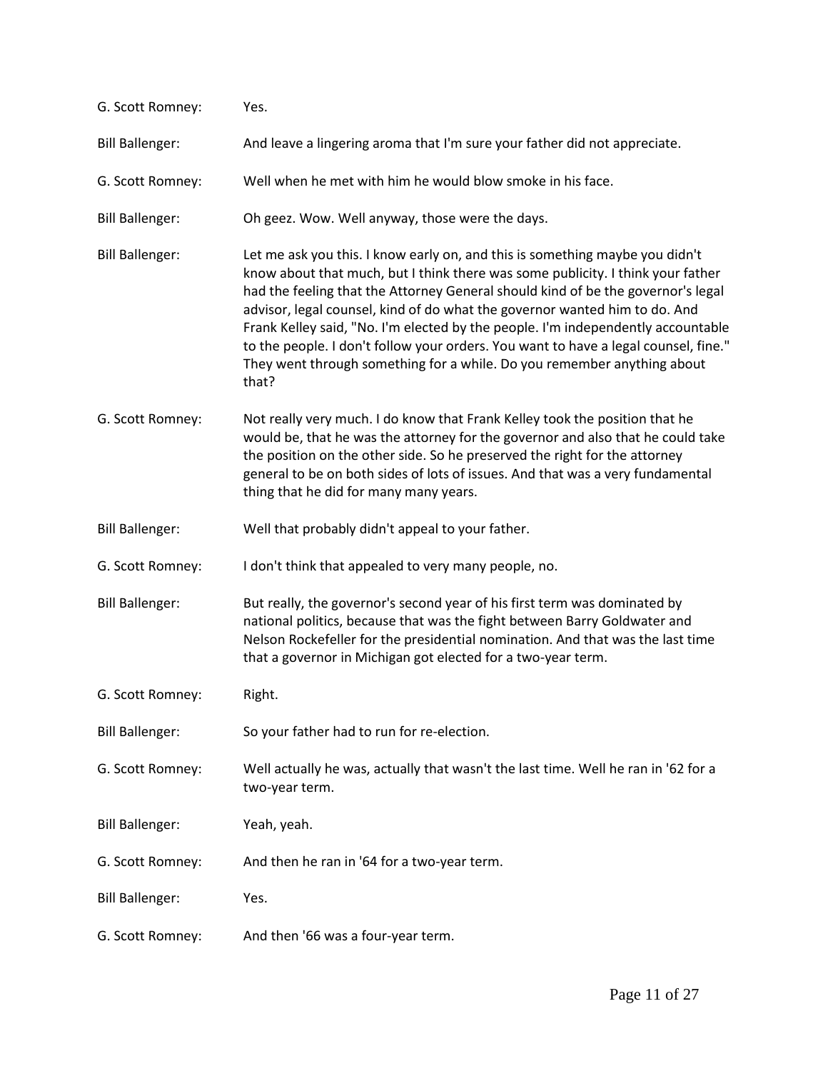G. Scott Romney: Yes.

Bill Ballenger: And leave a lingering aroma that I'm sure your father did not appreciate.

G. Scott Romney: Well when he met with him he would blow smoke in his face.

Bill Ballenger: Oh geez. Wow. Well anyway, those were the days.

Bill Ballenger: Let me ask you this. I know early on, and this is something maybe you didn't know about that much, but I think there was some publicity. I think your father had the feeling that the Attorney General should kind of be the governor's legal advisor, legal counsel, kind of do what the governor wanted him to do. And Frank Kelley said, "No. I'm elected by the people. I'm independently accountable to the people. I don't follow your orders. You want to have a legal counsel, fine." They went through something for a while. Do you remember anything about that?

G. Scott Romney: Not really very much. I do know that Frank Kelley took the position that he would be, that he was the attorney for the governor and also that he could take the position on the other side. So he preserved the right for the attorney general to be on both sides of lots of issues. And that was a very fundamental thing that he did for many many years.

Bill Ballenger: Well that probably didn't appeal to your father.

G. Scott Romney: I don't think that appealed to very many people, no.

Bill Ballenger: But really, the governor's second year of his first term was dominated by national politics, because that was the fight between Barry Goldwater and Nelson Rockefeller for the presidential nomination. And that was the last time that a governor in Michigan got elected for a two-year term.

G. Scott Romney: Right.

Bill Ballenger: So your father had to run for re-election.

G. Scott Romney: Well actually he was, actually that wasn't the last time. Well he ran in '62 for a two-year term.

Bill Ballenger: Yeah, yeah.

G. Scott Romney: And then he ran in '64 for a two-year term.

Bill Ballenger: Yes.

G. Scott Romney: And then '66 was a four-year term.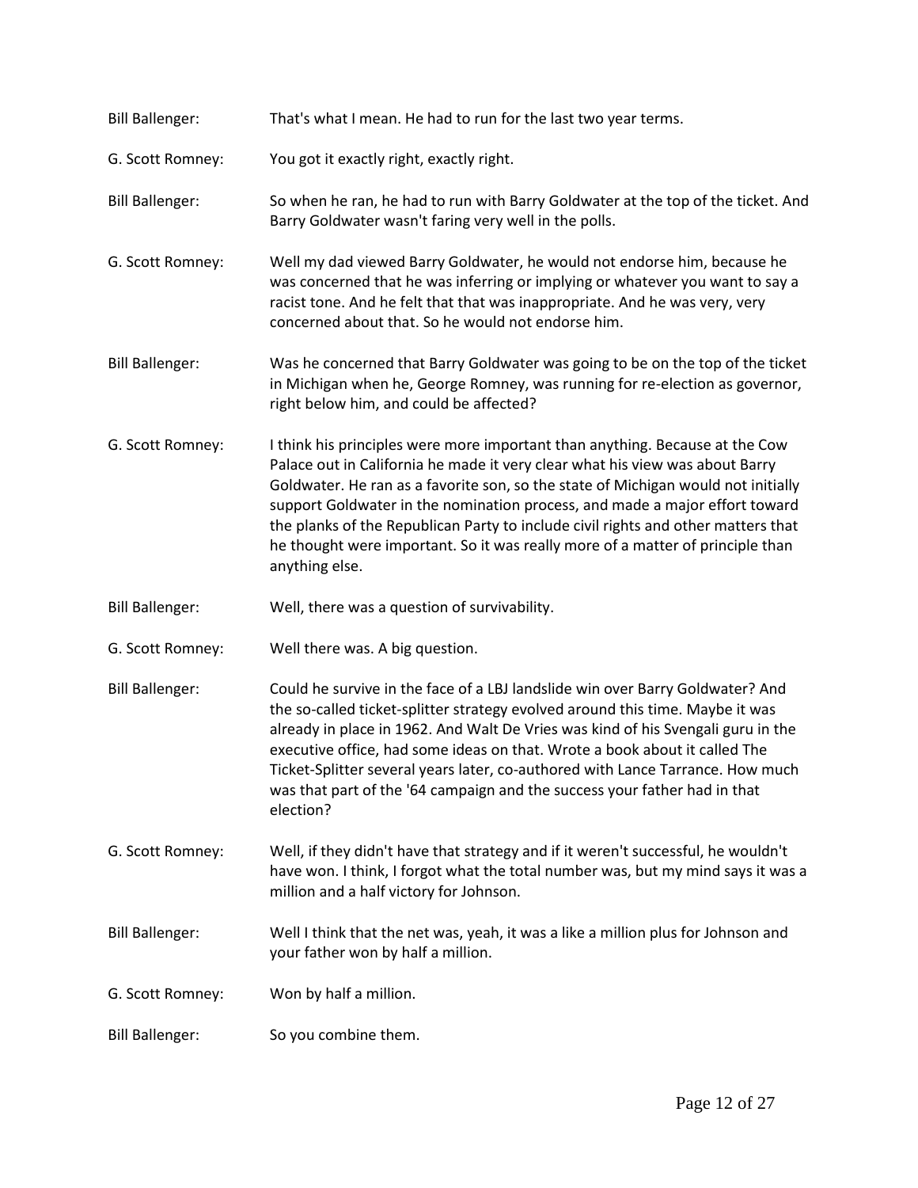**Bill Ballenger:** That's what I mean. He had to run for the last two year terms.

**G. Scott Romney:** You got it exactly right, exactly right.

**Bill Ballenger:** So when he ran, he had to run with Barry Goldwater at the top of the ticket. And Barry Goldwater wasn't faring very well in the polls.

**G. Scott Romney:** Well my dad viewed Barry Goldwater, he would not endorse him, because he was concerned that he was inferring or implying or whatever you want to say a racist tone. And he felt that that was inappropriate. And he was very, very concerned about that. So he would not endorse him.

**Bill Ballenger:** Was he concerned that Barry Goldwater was going to be on the top of the ticket in Michigan when he, George Romney, was running for re-election as governor, right below him, and could be affected?

**G. Scott Romney:** I think his principles were more important than anything. Because at the Cow Palace out in California he made it very clear what his view was about Barry Goldwater. He ran as a favorite son, so the state of Michigan would not initially support Goldwater in the nomination process, and made a major effort toward the planks of the Republican Party to include civil rights and other matters that he thought were important. So it was really more of a matter of principle than anything else.

**Bill Ballenger:** Well, there was a question of survivability.

**G. Scott Romney:** Well there was. A big question.

**Bill Ballenger:** Could he survive in the face of a LBJ landslide win over Barry Goldwater? And the so-called ticket-splitter strategy evolved around this time. Maybe it was already in place in 1962. And Walt De Vries was kind of his Svengali guru in the executive office, had some ideas on that. Wrote a book about it called The Ticket-Splitter several years later, co-authored with Lance Tarrance. How much was that part of the '64 campaign and the success your father had in that election?

**G. Scott Romney:** Well, if they didn't have that strategy and if it weren't successful, he wouldn't have won. I think, I forgot what the total number was, but my mind says it was a million and a half victory for Johnson.

**Bill Ballenger:** Well I think that the net was, yeah, it was a like a million plus for Johnson and your father won by half a million.

**G. Scott Romney:** Won by half a million.

**Bill Ballenger:** So you combine them.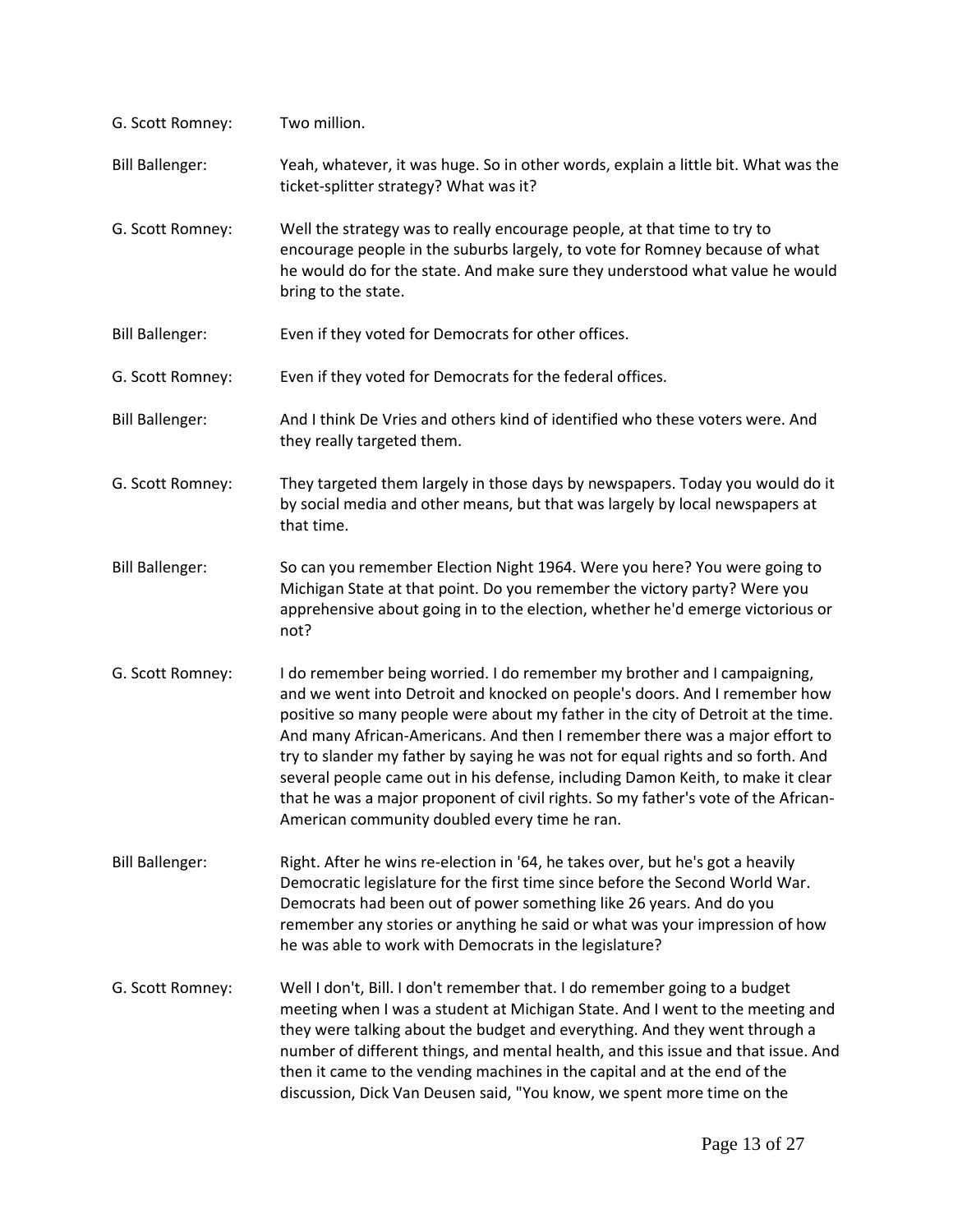G. Scott Romney: Two million.

Bill Ballenger: Yeah, whatever, it was huge. So in other words, explain a little bit. What was the ticket-splitter strategy? What was it?

G. Scott Romney: Well the strategy was to really encourage people, at that time to try to encourage people in the suburbs largely, to vote for Romney because of what he would do for the state. And make sure they understood what value he would bring to the state.

Bill Ballenger: Even if they voted for Democrats for other offices.

G. Scott Romney: Even if they voted for Democrats for the federal offices.

Bill Ballenger: And I think De Vries and others kind of identified who these voters were. And they really targeted them.

G. Scott Romney: They targeted them largely in those days by newspapers. Today you would do it by social media and other means, but that was largely by local newspapers at that time.

Bill Ballenger: So can you remember Election Night 1964. Were you here? You were going to Michigan State at that point. Do you remember the victory party? Were you apprehensive about going in to the election, whether he'd emerge victorious or not?

G. Scott Romney: I do remember being worried. I do remember my brother and I campaigning, and we went into Detroit and knocked on people's doors. And I remember how positive so many people were about my father in the city of Detroit at the time. And many African-Americans. And then I remember there was a major effort to try to slander my father by saying he was not for equal rights and so forth. And several people came out in his defense, including Damon Keith, to make it clear that he was a major proponent of civil rights. So my father's vote of the African-American community doubled every time he ran.

Bill Ballenger: Right. After he wins re-election in '64, he takes over, but he's got a heavily Democratic legislature for the first time since before the Second World War. Democrats had been out of power something like 26 years. And do you remember any stories or anything he said or what was your impression of how he was able to work with Democrats in the legislature?

G. Scott Romney: Well I don't, Bill. I don't remember that. I do remember going to a budget meeting when I was a student at Michigan State. And I went to the meeting and they were talking about the budget and everything. And they went through a number of different things, and mental health, and this issue and that issue. And then it came to the vending machines in the capital and at the end of the discussion, Dick Van Deusen said, "You know, we spent more time on the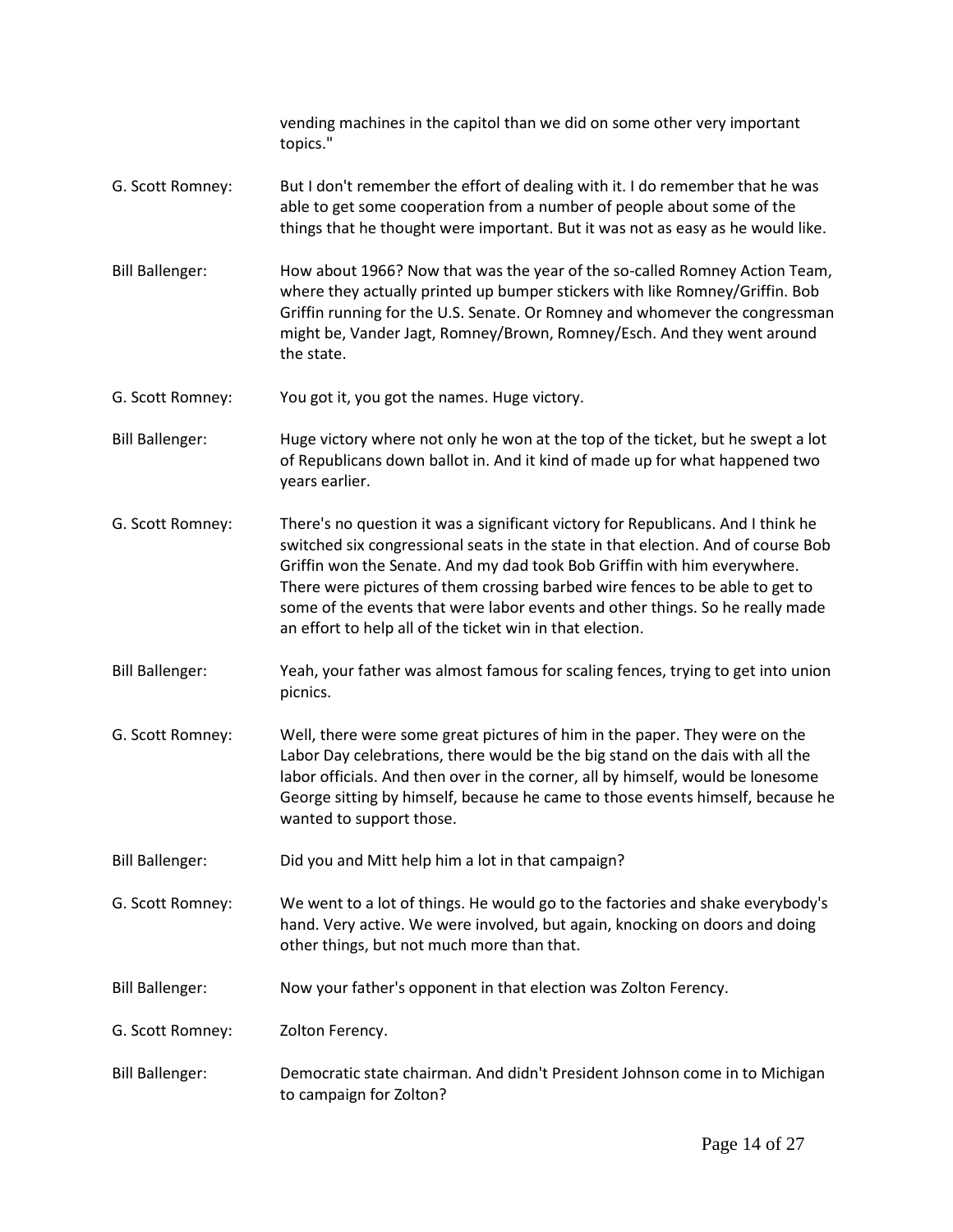vending machines in the capitol than we did on some other very important topics."

G. Scott Romney: But I don't remember the effort of dealing with it. I do remember that he was able to get some cooperation from a number of people about some of the things that he thought were important. But it was not as easy as he would like.

Bill Ballenger: How about 1966? Now that was the year of the so-called Romney Action Team, where they actually printed up bumper stickers with like Romney/Griffin. Bob Griffin running for the U.S. Senate. Or Romney and whomever the congressman might be, Vander Jagt, Romney/Brown, Romney/Esch. And they went around the state.

G. Scott Romney: You got it, you got the names. Huge victory.

Bill Ballenger: Huge victory where not only he won at the top of the ticket, but he swept a lot of Republicans down ballot in. And it kind of made up for what happened two years earlier.

G. Scott Romney: There's no question it was a significant victory for Republicans. And I think he switched six congressional seats in the state in that election. And of course Bob Griffin won the Senate. And my dad took Bob Griffin with him everywhere. There were pictures of them crossing barbed wire fences to be able to get to some of the events that were labor events and other things. So he really made an effort to help all of the ticket win in that election.

Bill Ballenger: Yeah, your father was almost famous for scaling fences, trying to get into union picnics.

G. Scott Romney: Well, there were some great pictures of him in the paper. They were on the Labor Day celebrations, there would be the big stand on the dais with all the labor officials. And then over in the corner, all by himself, would be lonesome George sitting by himself, because he came to those events himself, because he wanted to support those.

Bill Ballenger: Did you and Mitt help him a lot in that campaign?

G. Scott Romney: We went to a lot of things. He would go to the factories and shake everybody's hand. Very active. We were involved, but again, knocking on doors and doing other things, but not much more than that.

Bill Ballenger: Now your father's opponent in that election was Zolton Ferency.

G. Scott Romney: Zolton Ferency.

Bill Ballenger: Democratic state chairman. And didn't President Johnson come in to Michigan to campaign for Zolton?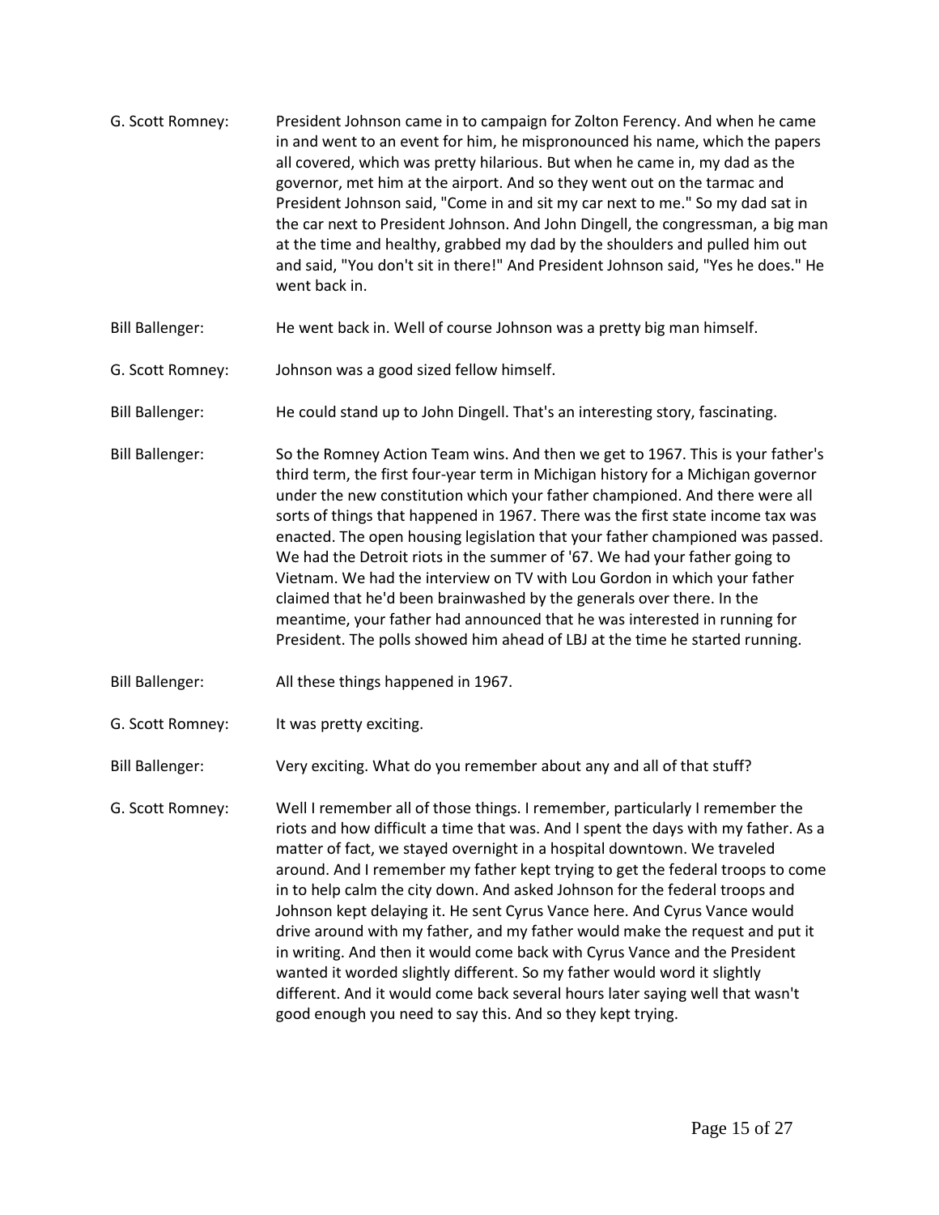G. Scott Romney: President Johnson came in to campaign for Zolton Ferency. And when he came in and went to an event for him, he mispronounced his name, which the papers all covered, which was pretty hilarious. But when he came in, my dad as the governor, met him at the airport. And so they went out on the tarmac and President Johnson said, "Come in and sit my car next to me." So my dad sat in the car next to President Johnson. And John Dingell, the congressman, a big man at the time and healthy, grabbed my dad by the shoulders and pulled him out and said, "You don't sit in there!" And President Johnson said, "Yes he does." He went back in.

Bill Ballenger: He went back in. Well of course Johnson was a pretty big man himself.

G. Scott Romney: Johnson was a good sized fellow himself.

Bill Ballenger: He could stand up to John Dingell. That's an interesting story, fascinating.

Bill Ballenger: So the Romney Action Team wins. And then we get to 1967. This is your father's third term, the first four-year term in Michigan history for a Michigan governor under the new constitution which your father championed. And there were all sorts of things that happened in 1967. There was the first state income tax was enacted. The open housing legislation that your father championed was passed. We had the Detroit riots in the summer of '67. We had your father going to Vietnam. We had the interview on TV with Lou Gordon in which your father claimed that he'd been brainwashed by the generals over there. In the meantime, your father had announced that he was interested in running for President. The polls showed him ahead of LBJ at the time he started running.

Bill Ballenger: All these things happened in 1967.

G. Scott Romney: It was pretty exciting.

Bill Ballenger: Very exciting. What do you remember about any and all of that stuff?

G. Scott Romney: Well I remember all of those things. I remember, particularly I remember the riots and how difficult a time that was. And I spent the days with my father. As a matter of fact, we stayed overnight in a hospital downtown. We traveled around. And I remember my father kept trying to get the federal troops to come in to help calm the city down. And asked Johnson for the federal troops and Johnson kept delaying it. He sent Cyrus Vance here. And Cyrus Vance would drive around with my father, and my father would make the request and put it in writing. And then it would come back with Cyrus Vance and the President wanted it worded slightly different. So my father would word it slightly different. And it would come back several hours later saying well that wasn't good enough you need to say this. And so they kept trying.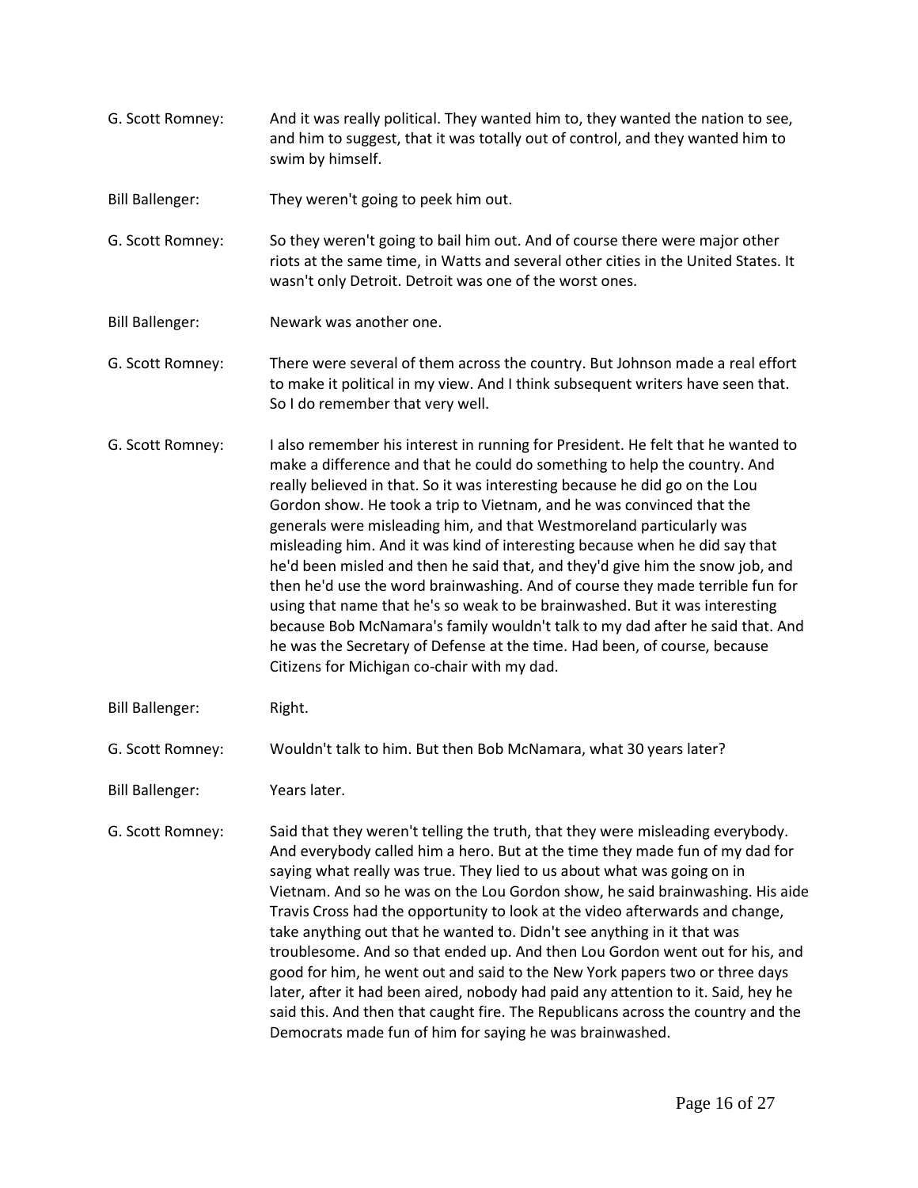G. Scott Romney: And it was really political. They wanted him to, they wanted the nation to see, and him to suggest, that it was totally out of control, and they wanted him to swim by himself.

Bill Ballenger: They weren't going to peek him out.

G. Scott Romney: So they weren't going to bail him out. And of course there were major other riots at the same time, in Watts and several other cities in the United States. It wasn't only Detroit. Detroit was one of the worst ones.

Bill Ballenger: Newark was another one.

G. Scott Romney: There were several of them across the country. But Johnson made a real effort to make it political in my view. And I think subsequent writers have seen that. So I do remember that very well.

G. Scott Romney: I also remember his interest in running for President. He felt that he wanted to make a difference and that he could do something to help the country. And really believed in that. So it was interesting because he did go on the Lou Gordon show. He took a trip to Vietnam, and he was convinced that the generals were misleading him, and that Westmoreland particularly was misleading him. And it was kind of interesting because when he did say that he'd been misled and then he said that, and they'd give him the snow job, and then he'd use the word brainwashing. And of course they made terrible fun for using that name that he's so weak to be brainwashed. But it was interesting because Bob McNamara's family wouldn't talk to my dad after he said that. And he was the Secretary of Defense at the time. Had been, of course, because Citizens for Michigan co-chair with my dad.

Bill Ballenger: Right.

G. Scott Romney: Wouldn't talk to him. But then Bob McNamara, what 30 years later?

Bill Ballenger: Years later.

G. Scott Romney: Said that they weren't telling the truth, that they were misleading everybody. And everybody called him a hero. But at the time they made fun of my dad for saying what really was true. They lied to us about what was going on in Vietnam. And so he was on the Lou Gordon show, he said brainwashing. His aide Travis Cross had the opportunity to look at the video afterwards and change, take anything out that he wanted to. Didn't see anything in it that was troublesome. And so that ended up. And then Lou Gordon went out for his, and good for him, he went out and said to the New York papers two or three days later, after it had been aired, nobody had paid any attention to it. Said, hey he said this. And then that caught fire. The Republicans across the country and the Democrats made fun of him for saying he was brainwashed.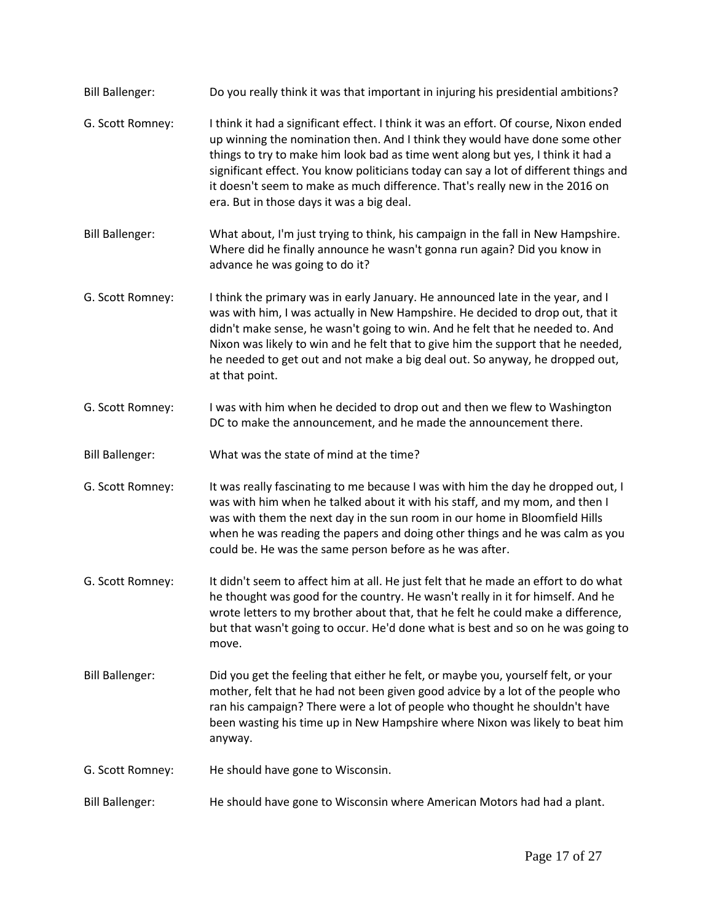Bill Ballenger: Do you really think it was that important in injuring his presidential ambitions?

G. Scott Romney: I think it had a significant effect. I think it was an effort. Of course, Nixon ended up winning the nomination then. And I think they would have done some other things to try to make him look bad as time went along but yes, I think it had a significant effect. You know politicians today can say a lot of different things and it doesn't seem to make as much difference. That's really new in the 2016 on era. But in those days it was a big deal.

Bill Ballenger: What about, I'm just trying to think, his campaign in the fall in New Hampshire. Where did he finally announce he wasn't gonna run again? Did you know in advance he was going to do it?

G. Scott Romney: I think the primary was in early January. He announced late in the year, and I was with him, I was actually in New Hampshire. He decided to drop out, that it didn't make sense, he wasn't going to win. And he felt that he needed to. And Nixon was likely to win and he felt that to give him the support that he needed, he needed to get out and not make a big deal out. So anyway, he dropped out, at that point.

G. Scott Romney: I was with him when he decided to drop out and then we flew to Washington DC to make the announcement, and he made the announcement there.

Bill Ballenger: What was the state of mind at the time?

G. Scott Romney: It was really fascinating to me because I was with him the day he dropped out, I was with him when he talked about it with his staff, and my mom, and then I was with them the next day in the sun room in our home in Bloomfield Hills when he was reading the papers and doing other things and he was calm as you could be. He was the same person before as he was after.

G. Scott Romney: It didn't seem to affect him at all. He just felt that he made an effort to do what he thought was good for the country. He wasn't really in it for himself. And he wrote letters to my brother about that, that he felt he could make a difference, but that wasn't going to occur. He'd done what is best and so on he was going to move.

Bill Ballenger: Did you get the feeling that either he felt, or maybe you, yourself felt, or your mother, felt that he had not been given good advice by a lot of the people who ran his campaign? There were a lot of people who thought he shouldn't have been wasting his time up in New Hampshire where Nixon was likely to beat him anyway.

G. Scott Romney: He should have gone to Wisconsin.

Bill Ballenger: He should have gone to Wisconsin where American Motors had had a plant.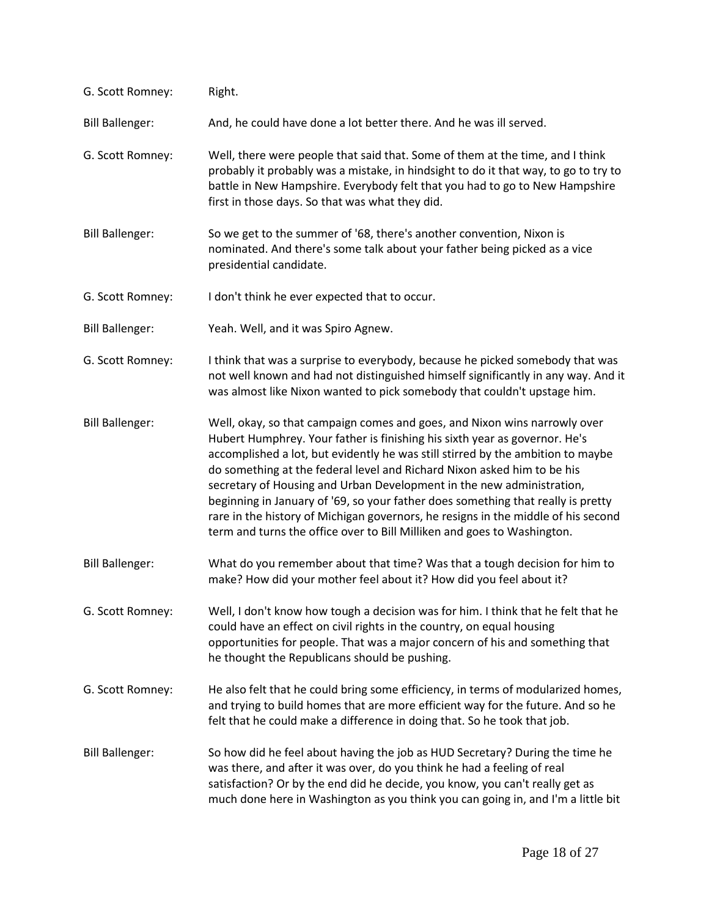G. Scott Romney: Right.

Bill Ballenger: And, he could have done a lot better there. And he was ill served.

G. Scott Romney: Well, there were people that said that. Some of them at the time, and I think probably it probably was a mistake, in hindsight to do it that way, to go to try to battle in New Hampshire. Everybody felt that you had to go to New Hampshire first in those days. So that was what they did.

Bill Ballenger: So we get to the summer of '68, there's another convention, Nixon is nominated. And there's some talk about your father being picked as a vice presidential candidate.

G. Scott Romney: I don't think he ever expected that to occur.

Bill Ballenger: Yeah. Well, and it was Spiro Agnew.

G. Scott Romney: I think that was a surprise to everybody, because he picked somebody that was not well known and had not distinguished himself significantly in any way. And it was almost like Nixon wanted to pick somebody that couldn't upstage him.

Bill Ballenger: Well, okay, so that campaign comes and goes, and Nixon wins narrowly over Hubert Humphrey. Your father is finishing his sixth year as governor. He's accomplished a lot, but evidently he was still stirred by the ambition to maybe do something at the federal level and Richard Nixon asked him to be his secretary of Housing and Urban Development in the new administration, beginning in January of '69, so your father does something that really is pretty rare in the history of Michigan governors, he resigns in the middle of his second term and turns the office over to Bill Milliken and goes to Washington.

Bill Ballenger: What do you remember about that time? Was that a tough decision for him to make? How did your mother feel about it? How did you feel about it?

G. Scott Romney: Well, I don't know how tough a decision was for him. I think that he felt that he could have an effect on civil rights in the country, on equal housing opportunities for people. That was a major concern of his and something that he thought the Republicans should be pushing.

G. Scott Romney: He also felt that he could bring some efficiency, in terms of modularized homes, and trying to build homes that are more efficient way for the future. And so he felt that he could make a difference in doing that. So he took that job.

Bill Ballenger: So how did he feel about having the job as HUD Secretary? During the time he was there, and after it was over, do you think he had a feeling of real satisfaction? Or by the end did he decide, you know, you can't really get as much done here in Washington as you think you can going in, and I'm a little bit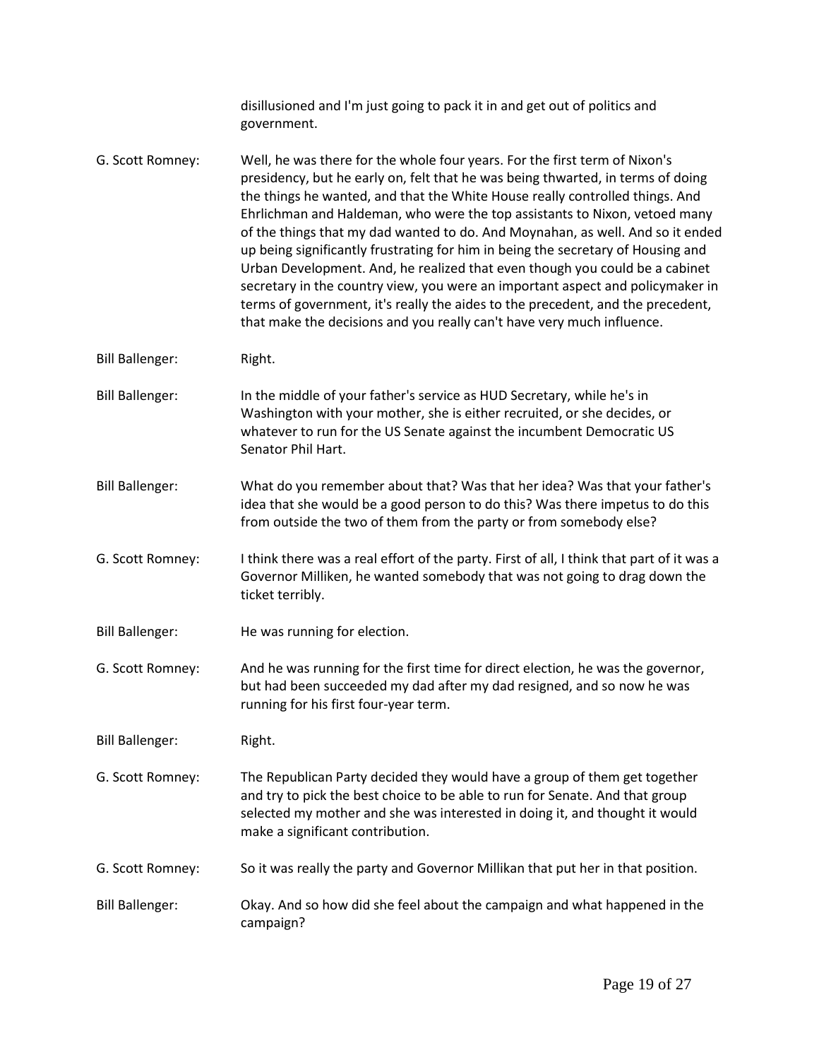disillusioned and I'm just going to pack it in and get out of politics and government.

G. Scott Romney: Well, he was there for the whole four years. For the first term of Nixon's presidency, but he early on, felt that he was being thwarted, in terms of doing the things he wanted, and that the White House really controlled things. And Ehrlichman and Haldeman, who were the top assistants to Nixon, vetoed many of the things that my dad wanted to do. And Moynahan, as well. And so it ended up being significantly frustrating for him in being the secretary of Housing and Urban Development. And, he realized that even though you could be a cabinet secretary in the country view, you were an important aspect and policymaker in terms of government, it's really the aides to the precedent, and the precedent, that make the decisions and you really can't have very much influence.

Bill Ballenger: Right.

Bill Ballenger: In the middle of your father's service as HUD Secretary, while he's in Washington with your mother, she is either recruited, or she decides, or whatever to run for the US Senate against the incumbent Democratic US Senator Phil Hart.

Bill Ballenger: What do you remember about that? Was that her idea? Was that your father's idea that she would be a good person to do this? Was there impetus to do this from outside the two of them from the party or from somebody else?

G. Scott Romney: I think there was a real effort of the party. First of all, I think that part of it was a Governor Milliken, he wanted somebody that was not going to drag down the ticket terribly.

Bill Ballenger: He was running for election.

G. Scott Romney: And he was running for the first time for direct election, he was the governor, but had been succeeded my dad after my dad resigned, and so now he was running for his first four-year term.

Bill Ballenger: Right.

G. Scott Romney: The Republican Party decided they would have a group of them get together and try to pick the best choice to be able to run for Senate. And that group selected my mother and she was interested in doing it, and thought it would make a significant contribution.

G. Scott Romney: So it was really the party and Governor Millikan that put her in that position.

Bill Ballenger: Okay. And so how did she feel about the campaign and what happened in the campaign?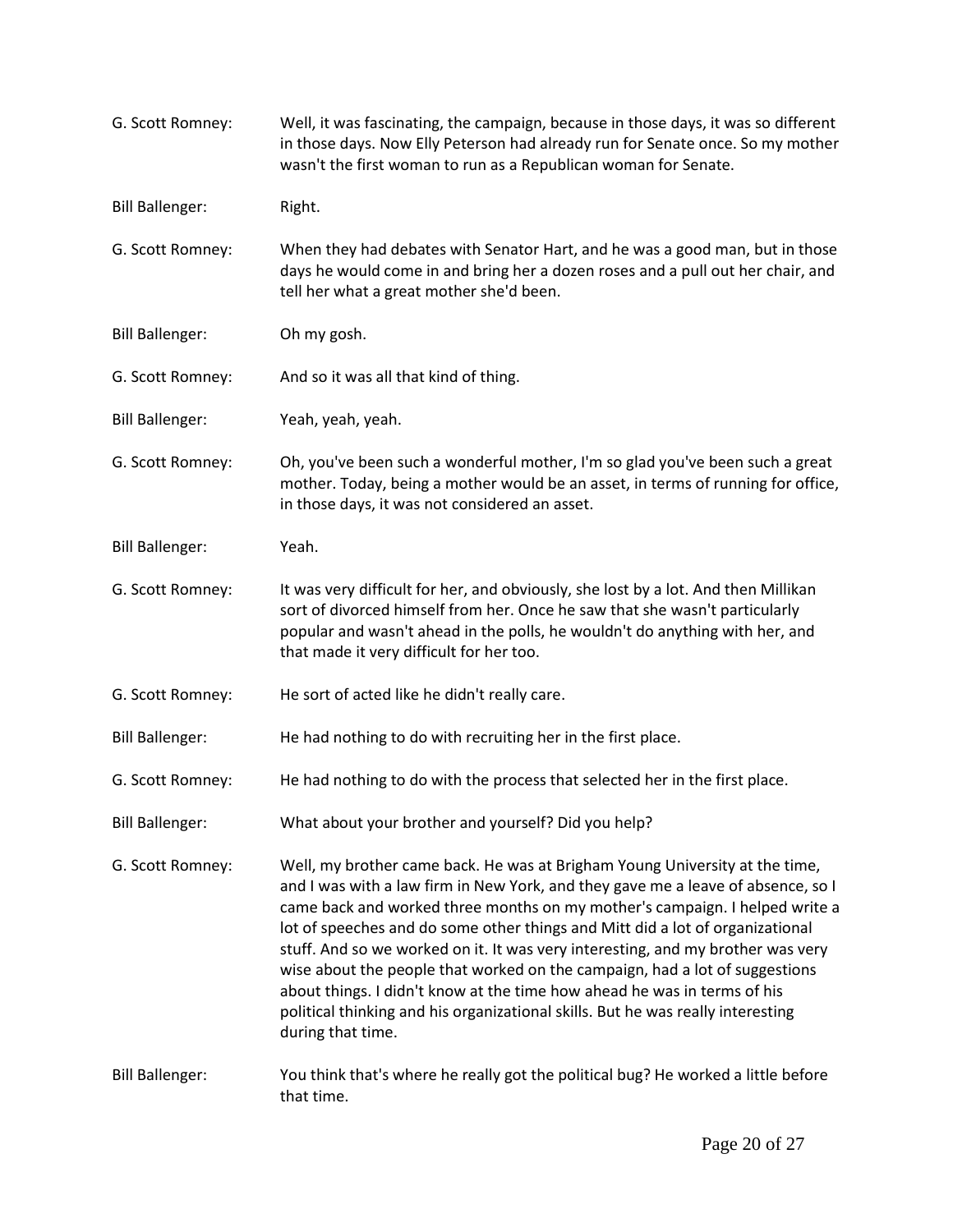G. Scott Romney: Well, it was fascinating, the campaign, because in those days, it was so different in those days. Now Elly Peterson had already run for Senate once. So my mother wasn't the first woman to run as a Republican woman for Senate.

Bill Ballenger: Right.

G. Scott Romney: When they had debates with Senator Hart, and he was a good man, but in those days he would come in and bring her a dozen roses and a pull out her chair, and tell her what a great mother she'd been.

Bill Ballenger: Oh my gosh.

G. Scott Romney: And so it was all that kind of thing.

Bill Ballenger: Yeah, yeah, yeah.

G. Scott Romney: Oh, you've been such a wonderful mother, I'm so glad you've been such a great mother. Today, being a mother would be an asset, in terms of running for office, in those days, it was not considered an asset.

Bill Ballenger: Yeah.

G. Scott Romney: It was very difficult for her, and obviously, she lost by a lot. And then Millikan sort of divorced himself from her. Once he saw that she wasn't particularly popular and wasn't ahead in the polls, he wouldn't do anything with her, and that made it very difficult for her too.

G. Scott Romney: He sort of acted like he didn't really care.

Bill Ballenger: He had nothing to do with recruiting her in the first place.

G. Scott Romney: He had nothing to do with the process that selected her in the first place.

Bill Ballenger: What about your brother and yourself? Did you help?

G. Scott Romney: Well, my brother came back. He was at Brigham Young University at the time, and I was with a law firm in New York, and they gave me a leave of absence, so I came back and worked three months on my mother's campaign. I helped write a lot of speeches and do some other things and Mitt did a lot of organizational stuff. And so we worked on it. It was very interesting, and my brother was very wise about the people that worked on the campaign, had a lot of suggestions about things. I didn't know at the time how ahead he was in terms of his political thinking and his organizational skills. But he was really interesting during that time.

Bill Ballenger: You think that's where he really got the political bug? He worked a little before that time.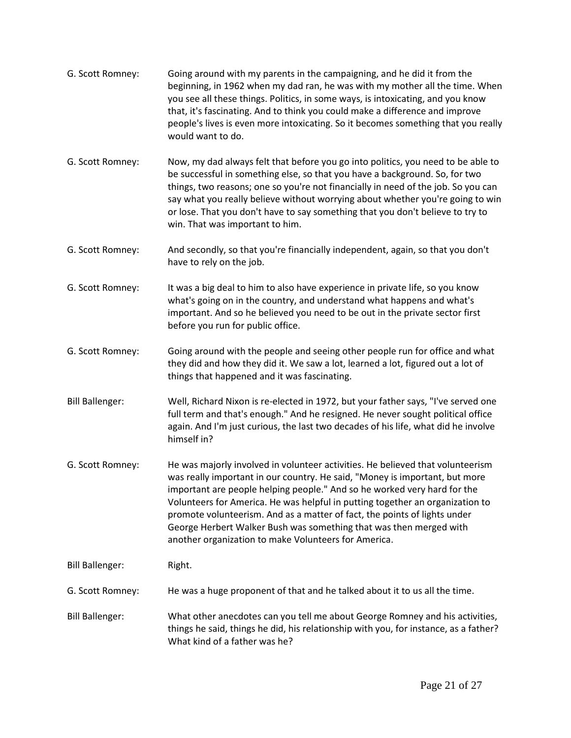G. Scott Romney: Going around with my parents in the campaigning, and he did it from the beginning, in 1962 when my dad ran, he was with my mother all the time. When you see all these things. Politics, in some ways, is intoxicating, and you know that, it's fascinating. And to think you could make a difference and improve people's lives is even more intoxicating. So it becomes something that you really would want to do.

G. Scott Romney: Now, my dad always felt that before you go into politics, you need to be able to be successful in something else, so that you have a background. So, for two things, two reasons; one so you're not financially in need of the job. So you can say what you really believe without worrying about whether you're going to win or lose. That you don't have to say something that you don't believe to try to win. That was important to him.

G. Scott Romney: And secondly, so that you're financially independent, again, so that you don't have to rely on the job.

G. Scott Romney: It was a big deal to him to also have experience in private life, so you know what's going on in the country, and understand what happens and what's important. And so he believed you need to be out in the private sector first before you run for public office.

G. Scott Romney: Going around with the people and seeing other people run for office and what they did and how they did it. We saw a lot, learned a lot, figured out a lot of things that happened and it was fascinating.

Bill Ballenger: Well, Richard Nixon is re-elected in 1972, but your father says, "I've served one full term and that's enough." And he resigned. He never sought political office again. And I'm just curious, the last two decades of his life, what did he involve himself in?

G. Scott Romney: He was majorly involved in volunteer activities. He believed that volunteerism was really important in our country. He said, "Money is important, but more important are people helping people." And so he worked very hard for the Volunteers for America. He was helpful in putting together an organization to promote volunteerism. And as a matter of fact, the points of lights under George Herbert Walker Bush was something that was then merged with another organization to make Volunteers for America.

Bill Ballenger: Right.

G. Scott Romney: He was a huge proponent of that and he talked about it to us all the time.

Bill Ballenger: What other anecdotes can you tell me about George Romney and his activities, things he said, things he did, his relationship with you, for instance, as a father? What kind of a father was he?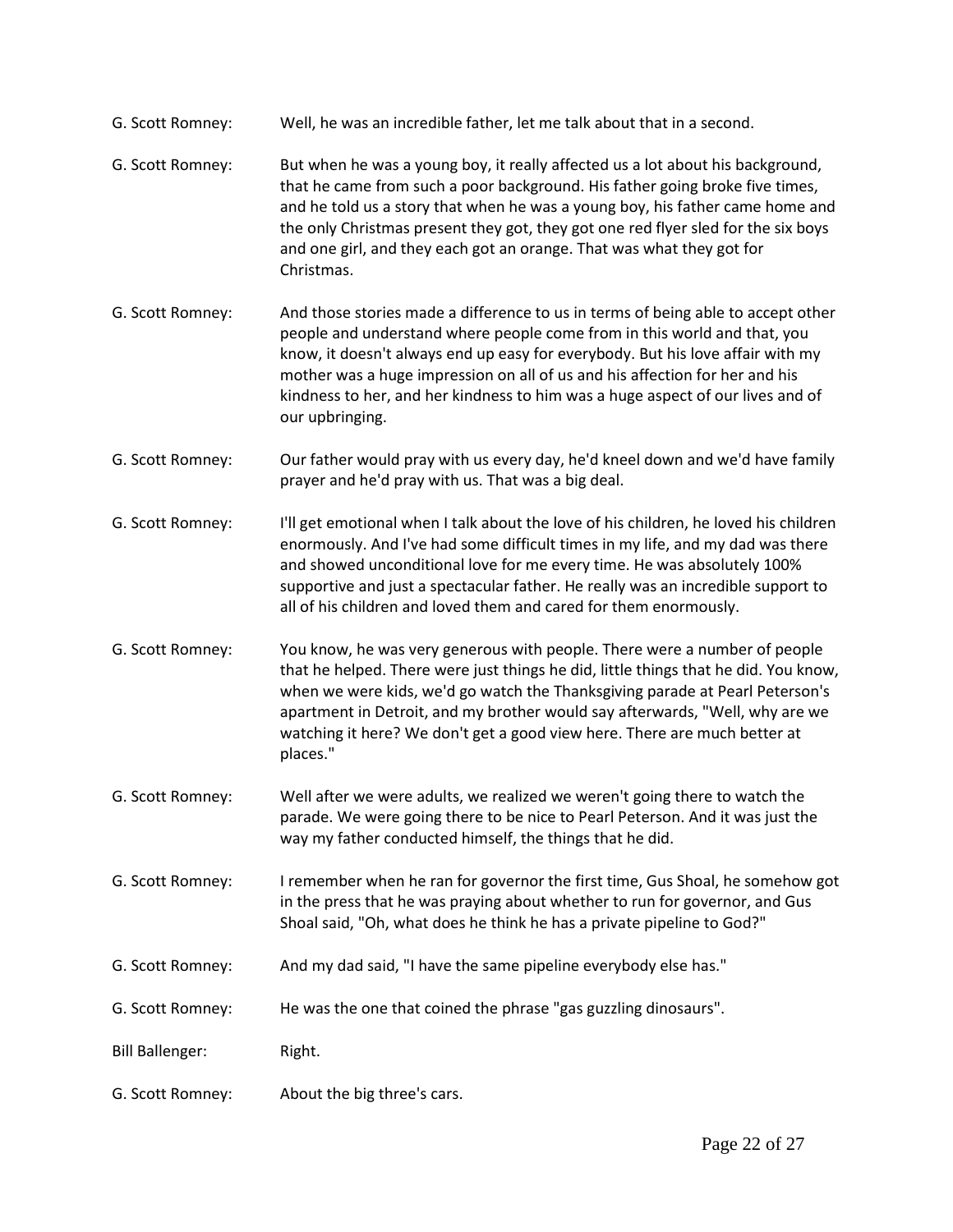G. Scott Romney: Well, he was an incredible father, let me talk about that in a second.

G. Scott Romney: But when he was a young boy, it really affected us a lot about his background, that he came from such a poor background. His father going broke five times, and he told us a story that when he was a young boy, his father came home and the only Christmas present they got, they got one red flyer sled for the six boys and one girl, and they each got an orange. That was what they got for Christmas.

G. Scott Romney: And those stories made a difference to us in terms of being able to accept other people and understand where people come from in this world and that, you know, it doesn't always end up easy for everybody. But his love affair with my mother was a huge impression on all of us and his affection for her and his kindness to her, and her kindness to him was a huge aspect of our lives and of our upbringing.

G. Scott Romney: Our father would pray with us every day, he'd kneel down and we'd have family prayer and he'd pray with us. That was a big deal.

G. Scott Romney: I'll get emotional when I talk about the love of his children, he loved his children enormously. And I've had some difficult times in my life, and my dad was there and showed unconditional love for me every time. He was absolutely 100% supportive and just a spectacular father. He really was an incredible support to all of his children and loved them and cared for them enormously.

G. Scott Romney: You know, he was very generous with people. There were a number of people that he helped. There were just things he did, little things that he did. You know, when we were kids, we'd go watch the Thanksgiving parade at Pearl Peterson's apartment in Detroit, and my brother would say afterwards, "Well, why are we watching it here? We don't get a good view here. There are much better at places."

G. Scott Romney: Well after we were adults, we realized we weren't going there to watch the parade. We were going there to be nice to Pearl Peterson. And it was just the way my father conducted himself, the things that he did.

G. Scott Romney: I remember when he ran for governor the first time, Gus Shoal, he somehow got in the press that he was praying about whether to run for governor, and Gus Shoal said, "Oh, what does he think he has a private pipeline to God?"

G. Scott Romney: And my dad said, "I have the same pipeline everybody else has."

G. Scott Romney: He was the one that coined the phrase "gas guzzling dinosaurs".

Bill Ballenger: Right.

G. Scott Romney: About the big three's cars.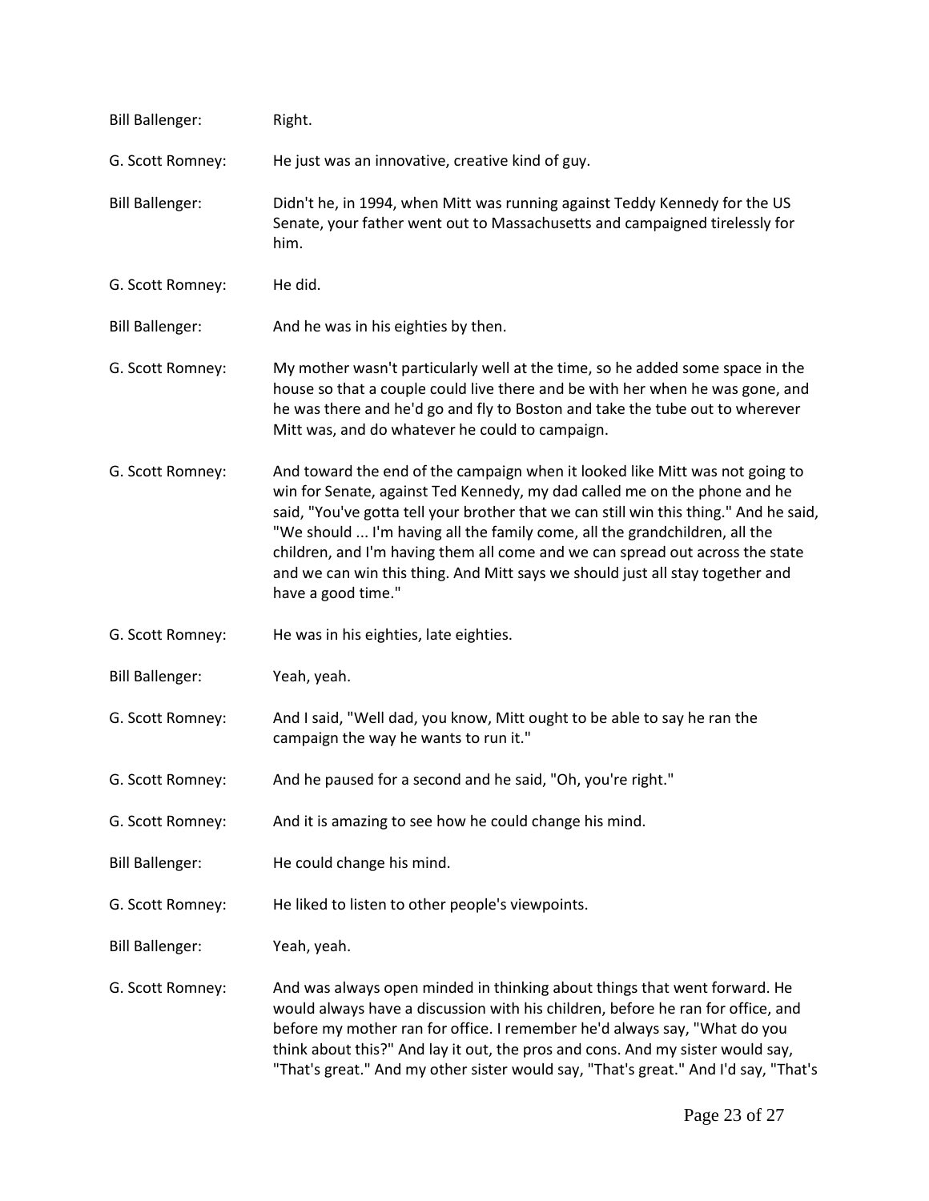Bill Ballenger: Right.

G. Scott Romney: He just was an innovative, creative kind of guy.

Bill Ballenger: Didn't he, in 1994, when Mitt was running against Teddy Kennedy for the US Senate, your father went out to Massachusetts and campaigned tirelessly for him.

G. Scott Romney: He did.

Bill Ballenger: And he was in his eighties by then.

G. Scott Romney: My mother wasn't particularly well at the time, so he added some space in the house so that a couple could live there and be with her when he was gone, and he was there and he'd go and fly to Boston and take the tube out to wherever Mitt was, and do whatever he could to campaign.

G. Scott Romney: And toward the end of the campaign when it looked like Mitt was not going to win for Senate, against Ted Kennedy, my dad called me on the phone and he said, "You've gotta tell your brother that we can still win this thing." And he said, "We should ... I'm having all the family come, all the grandchildren, all the children, and I'm having them all come and we can spread out across the state and we can win this thing. And Mitt says we should just all stay together and have a good time."

G. Scott Romney: He was in his eighties, late eighties.

Bill Ballenger: Yeah, yeah.

G. Scott Romney: And I said, "Well dad, you know, Mitt ought to be able to say he ran the campaign the way he wants to run it."

G. Scott Romney: And he paused for a second and he said, "Oh, you're right."

G. Scott Romney: And it is amazing to see how he could change his mind.

Bill Ballenger: He could change his mind.

G. Scott Romney: He liked to listen to other people's viewpoints.

Bill Ballenger: Yeah, yeah.

G. Scott Romney: And was always open minded in thinking about things that went forward. He would always have a discussion with his children, before he ran for office, and before my mother ran for office. I remember he'd always say, "What do you think about this?" And lay it out, the pros and cons. And my sister would say, "That's great." And my other sister would say, "That's great." And I'd say, "That's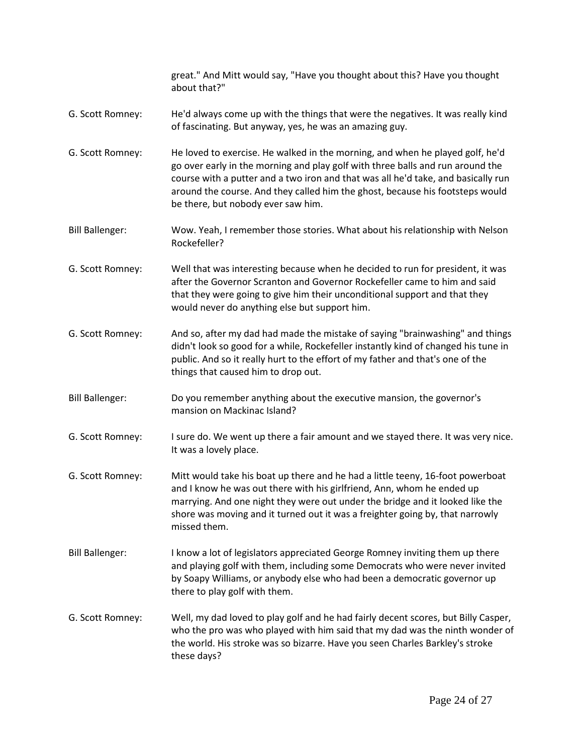great." And Mitt would say, "Have you thought about this? Have you thought about that?"

G. Scott Romney: He'd always come up with the things that were the negatives. It was really kind of fascinating. But anyway, yes, he was an amazing guy.

G. Scott Romney: He loved to exercise. He walked in the morning, and when he played golf, he'd go over early in the morning and play golf with three balls and run around the course with a putter and a two iron and that was all he'd take, and basically run around the course. And they called him the ghost, because his footsteps would be there, but nobody ever saw him.

Bill Ballenger: Wow. Yeah, I remember those stories. What about his relationship with Nelson Rockefeller?

G. Scott Romney: Well that was interesting because when he decided to run for president, it was after the Governor Scranton and Governor Rockefeller came to him and said that they were going to give him their unconditional support and that they would never do anything else but support him.

G. Scott Romney: And so, after my dad had made the mistake of saying "brainwashing" and things didn't look so good for a while, Rockefeller instantly kind of changed his tune in public. And so it really hurt to the effort of my father and that's one of the things that caused him to drop out.

Bill Ballenger: Do you remember anything about the executive mansion, the governor's mansion on Mackinac Island?

G. Scott Romney: I sure do. We went up there a fair amount and we stayed there. It was very nice. It was a lovely place.

G. Scott Romney: Mitt would take his boat up there and he had a little teeny, 16-foot powerboat and I know he was out there with his girlfriend, Ann, whom he ended up marrying. And one night they were out under the bridge and it looked like the shore was moving and it turned out it was a freighter going by, that narrowly missed them.

Bill Ballenger: I know a lot of legislators appreciated George Romney inviting them up there and playing golf with them, including some Democrats who were never invited by Soapy Williams, or anybody else who had been a democratic governor up there to play golf with them.

G. Scott Romney: Well, my dad loved to play golf and he had fairly decent scores, but Billy Casper, who the pro was who played with him said that my dad was the ninth wonder of the world. His stroke was so bizarre. Have you seen Charles Barkley's stroke these days?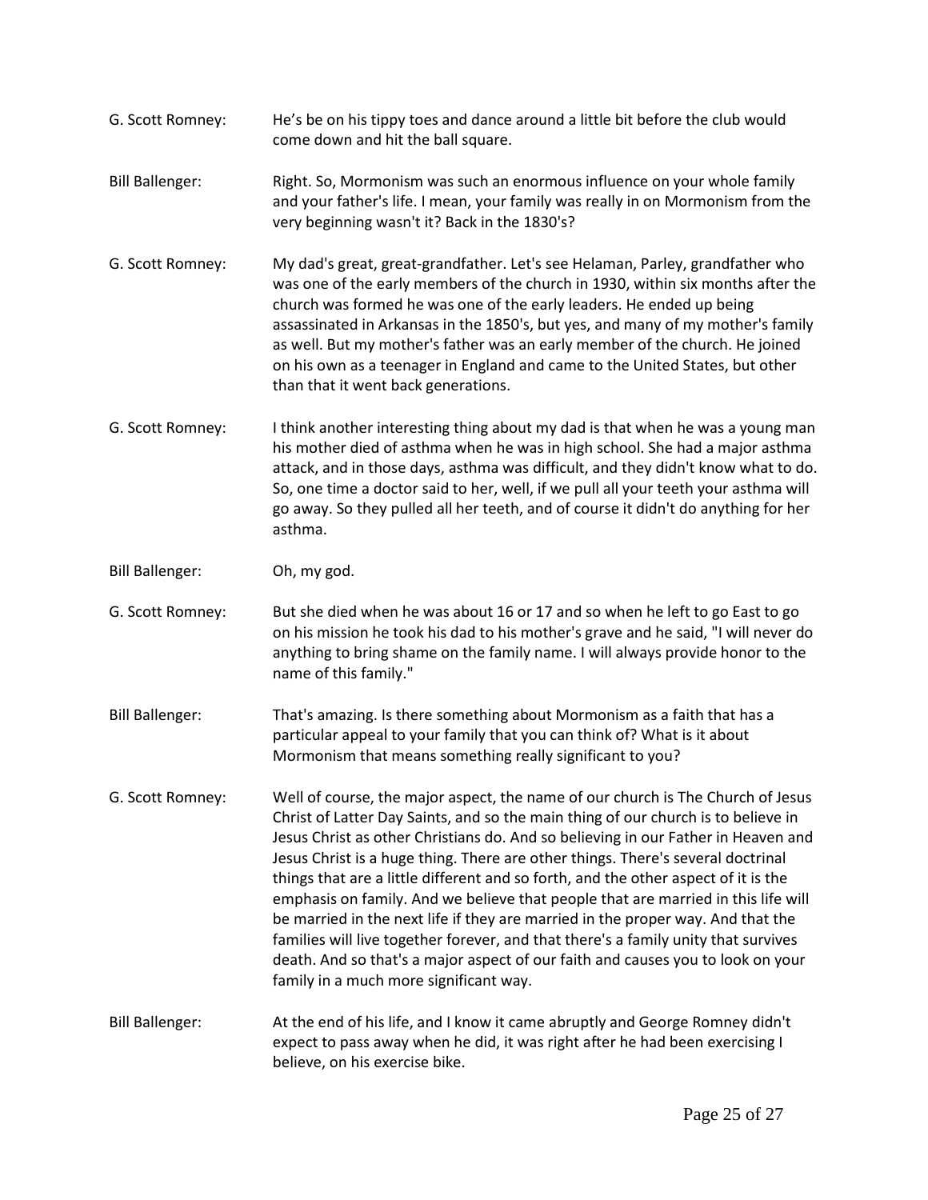G. Scott Romney: He's be on his tippy toes and dance around a little bit before the club would come down and hit the ball square.

Bill Ballenger: Right. So, Mormonism was such an enormous influence on your whole family and your father's life. I mean, your family was really in on Mormonism from the very beginning wasn't it? Back in the 1830's?

G. Scott Romney: My dad's great, great-grandfather. Let's see Helaman, Parley, grandfather who was one of the early members of the church in 1930, within six months after the church was formed he was one of the early leaders. He ended up being assassinated in Arkansas in the 1850's, but yes, and many of my mother's family as well. But my mother's father was an early member of the church. He joined on his own as a teenager in England and came to the United States, but other than that it went back generations.

G. Scott Romney: I think another interesting thing about my dad is that when he was a young man his mother died of asthma when he was in high school. She had a major asthma attack, and in those days, asthma was difficult, and they didn't know what to do. So, one time a doctor said to her, well, if we pull all your teeth your asthma will go away. So they pulled all her teeth, and of course it didn't do anything for her asthma.

Bill Ballenger: Oh, my god.

G. Scott Romney: But she died when he was about 16 or 17 and so when he left to go East to go on his mission he took his dad to his mother's grave and he said, "I will never do anything to bring shame on the family name. I will always provide honor to the name of this family."

Bill Ballenger: That's amazing. Is there something about Mormonism as a faith that has a particular appeal to your family that you can think of? What is it about Mormonism that means something really significant to you?

G. Scott Romney: Well of course, the major aspect, the name of our church is The Church of Jesus Christ of Latter Day Saints, and so the main thing of our church is to believe in Jesus Christ as other Christians do. And so believing in our Father in Heaven and Jesus Christ is a huge thing. There are other things. There's several doctrinal things that are a little different and so forth, and the other aspect of it is the emphasis on family. And we believe that people that are married in this life will be married in the next life if they are married in the proper way. And that the families will live together forever, and that there's a family unity that survives death. And so that's a major aspect of our faith and causes you to look on your family in a much more significant way.

Bill Ballenger: At the end of his life, and I know it came abruptly and George Romney didn't expect to pass away when he did, it was right after he had been exercising I believe, on his exercise bike.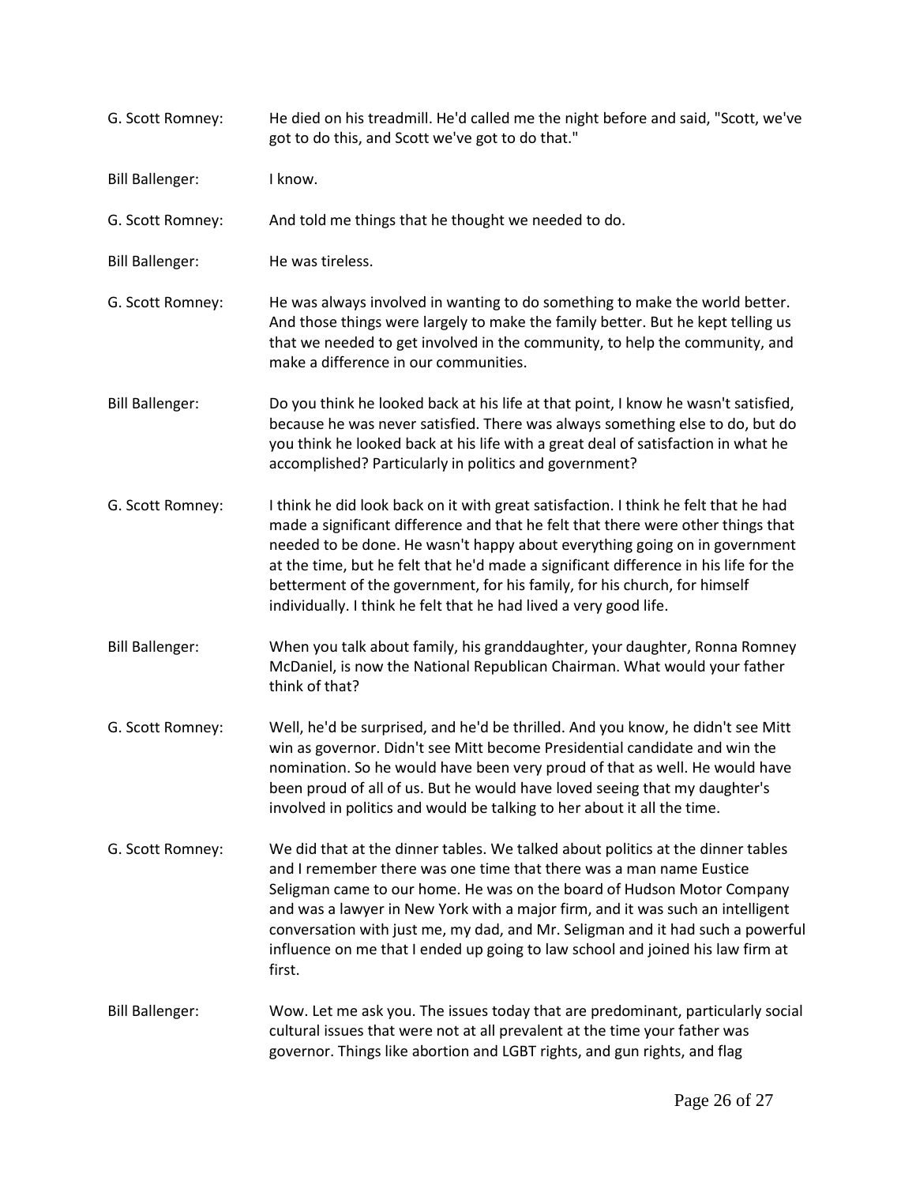G. Scott Romney: He died on his treadmill. He'd called me the night before and said, "Scott, we've got to do this, and Scott we've got to do that."

Bill Ballenger: I know.

G. Scott Romney: And told me things that he thought we needed to do.

Bill Ballenger: He was tireless.

G. Scott Romney: He was always involved in wanting to do something to make the world better. And those things were largely to make the family better. But he kept telling us that we needed to get involved in the community, to help the community, and make a difference in our communities.

Bill Ballenger: Do you think he looked back at his life at that point, I know he wasn't satisfied, because he was never satisfied. There was always something else to do, but do you think he looked back at his life with a great deal of satisfaction in what he accomplished? Particularly in politics and government?

G. Scott Romney: I think he did look back on it with great satisfaction. I think he felt that he had made a significant difference and that he felt that there were other things that needed to be done. He wasn't happy about everything going on in government at the time, but he felt that he'd made a significant difference in his life for the betterment of the government, for his family, for his church, for himself individually. I think he felt that he had lived a very good life.

Bill Ballenger: When you talk about family, his granddaughter, your daughter, Ronna Romney McDaniel, is now the National Republican Chairman. What would your father think of that?

G. Scott Romney: Well, he'd be surprised, and he'd be thrilled. And you know, he didn't see Mitt win as governor. Didn't see Mitt become Presidential candidate and win the nomination. So he would have been very proud of that as well. He would have been proud of all of us. But he would have loved seeing that my daughter's involved in politics and would be talking to her about it all the time.

G. Scott Romney: We did that at the dinner tables. We talked about politics at the dinner tables and I remember there was one time that there was a man name Eustice Seligman came to our home. He was on the board of Hudson Motor Company and was a lawyer in New York with a major firm, and it was such an intelligent conversation with just me, my dad, and Mr. Seligman and it had such a powerful influence on me that I ended up going to law school and joined his law firm at first.

Bill Ballenger: Wow. Let me ask you. The issues today that are predominant, particularly social cultural issues that were not at all prevalent at the time your father was governor. Things like abortion and LGBT rights, and gun rights, and flag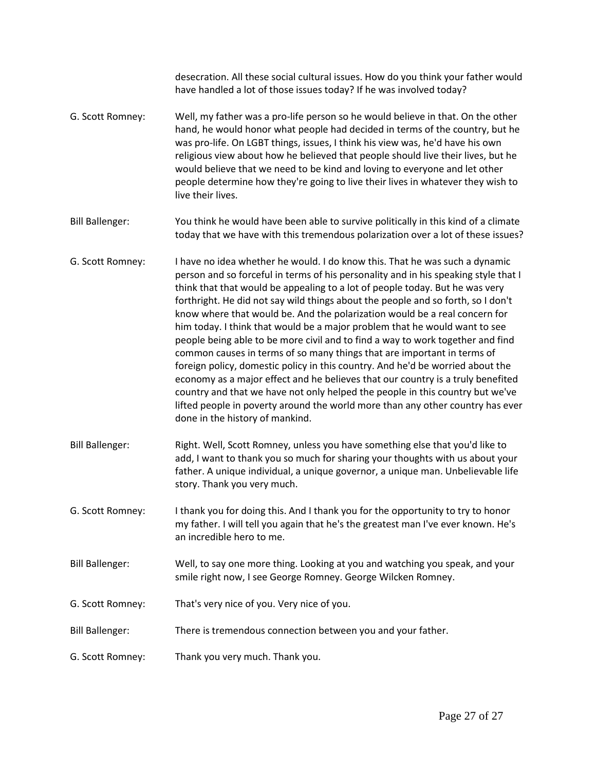desecration. All these social cultural issues. How do you think your father would have handled a lot of those issues today? If he was involved today?

G. Scott Romney: Well, my father was a pro-life person so he would believe in that. On the other hand, he would honor what people had decided in terms of the country, but he was pro-life. On LGBT things, issues, I think his view was, he'd have his own religious view about how he believed that people should live their lives, but he would believe that we need to be kind and loving to everyone and let other people determine how they're going to live their lives in whatever they wish to live their lives.

Bill Ballenger: You think he would have been able to survive politically in this kind of a climate today that we have with this tremendous polarization over a lot of these issues?

G. Scott Romney: I have no idea whether he would. I do know this. That he was such a dynamic person and so forceful in terms of his personality and in his speaking style that I think that that would be appealing to a lot of people today. But he was very forthright. He did not say wild things about the people and so forth, so I don't know where that would be. And the polarization would be a real concern for him today. I think that would be a major problem that he would want to see people being able to be more civil and to find a way to work together and find common causes in terms of so many things that are important in terms of foreign policy, domestic policy in this country. And he'd be worried about the economy as a major effect and he believes that our country is a truly benefited country and that we have not only helped the people in this country but we've lifted people in poverty around the world more than any other country has ever done in the history of mankind.

Bill Ballenger: Right. Well, Scott Romney, unless you have something else that you'd like to add, I want to thank you so much for sharing your thoughts with us about your father. A unique individual, a unique governor, a unique man. Unbelievable life story. Thank you very much.

G. Scott Romney: I thank you for doing this. And I thank you for the opportunity to try to honor my father. I will tell you again that he's the greatest man I've ever known. He's an incredible hero to me.

Bill Ballenger: Well, to say one more thing. Looking at you and watching you speak, and your smile right now, I see George Romney. George Wilcken Romney.

G. Scott Romney: That's very nice of you. Very nice of you.

Bill Ballenger: There is tremendous connection between you and your father.

G. Scott Romney: Thank you very much. Thank you.